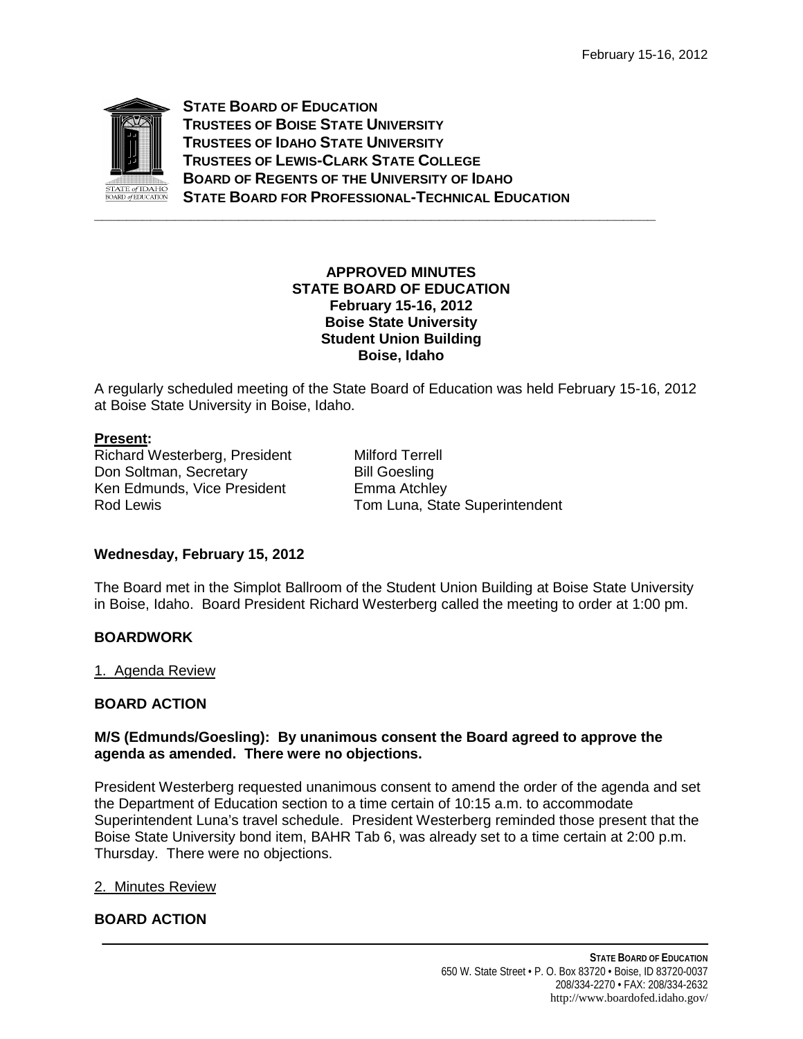**STATE BOARD OF EDUCATION**
**TRUSTEES OF BOISE STATE UNIVERSITY**
**TRUSTEES OF IDAHO STATE UNIVERSITY**
**TRUSTEES OF LEWIS-CLARK STATE COLLEGE**
**BOARD OF REGENTS OF THE UNIVERSITY OF IDAHO**
**STATE BOARD FOR PROFESSIONAL-TECHNICAL EDUCATION**

---

**APPROVED MINUTES**
**STATE BOARD OF EDUCATION**
**February 15-16, 2012**
**Boise State University**
**Student Union Building**
**Boise, Idaho**

A regularly scheduled meeting of the State Board of Education was held February 15-16, 2012 at Boise State University in Boise, Idaho.

**Present:**

Richard Westerberg, President
Don Soltman, Secretary
Ken Edmunds, Vice President
Rod Lewis
Milford Terrell
Bill Goesling
Emma Atchley
Tom Luna, State Superintendent

**Wednesday, February 15, 2012**

The Board met in the Simplot Ballroom of the Student Union Building at Boise State University in Boise, Idaho. Board President Richard Westerberg called the meeting to order at 1:00 pm.

**BOARDWORK**

1. Agenda Review

**BOARD ACTION**

**M/S (Edmunds/Goesling): By unanimous consent the Board agreed to approve the agenda as amended. There were no objections.**

President Westerberg requested unanimous consent to amend the order of the agenda and set the Department of Education section to a time certain of 10:15 a.m. to accommodate Superintendent Luna's travel schedule. President Westerberg reminded those present that the Boise State University bond item, BAHR Tab 6, was already set to a time certain at 2:00 p.m. Thursday. There were no objections.

2. Minutes Review

**BOARD ACTION**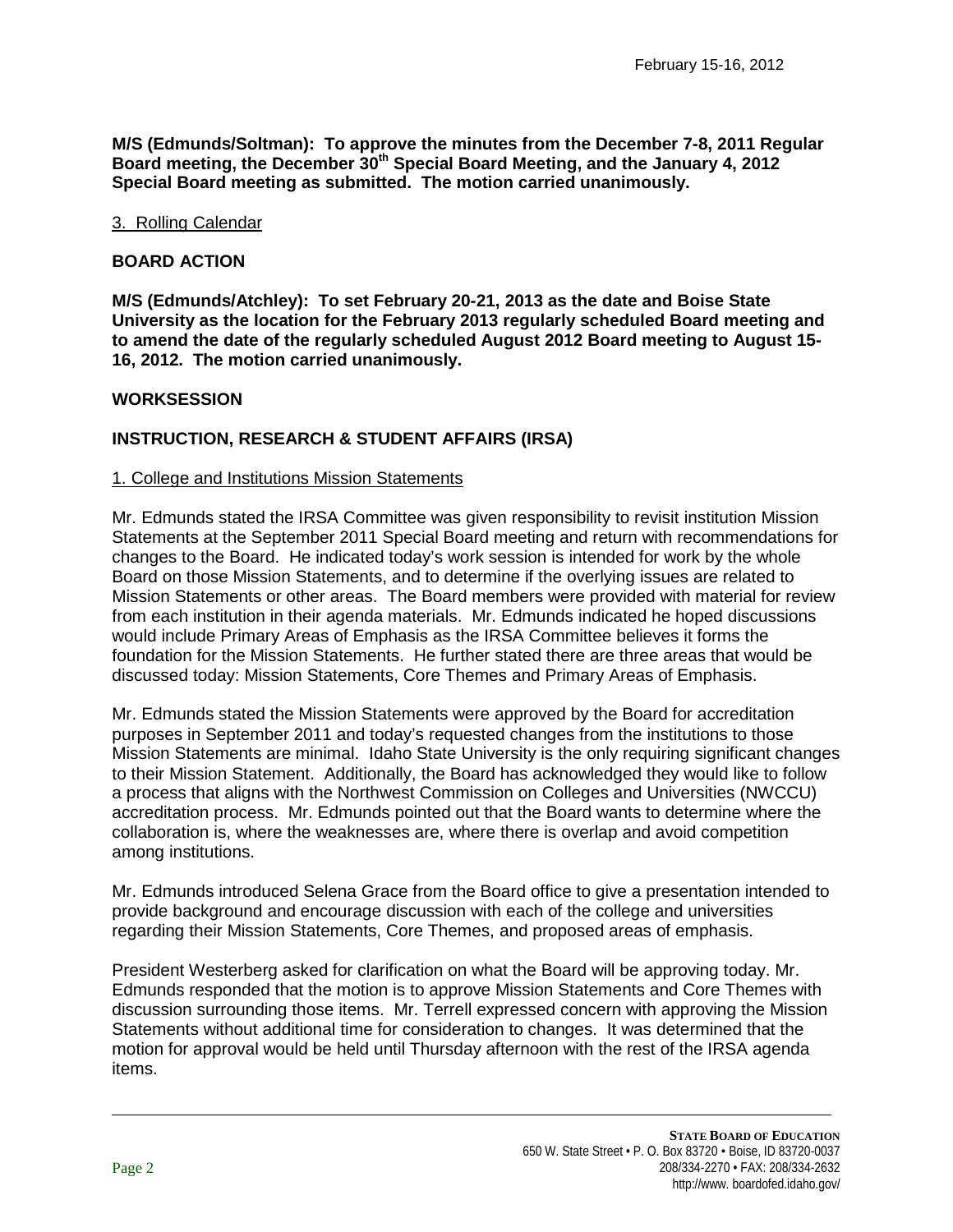**M/S (Edmunds/Soltman): To approve the minutes from the December 7-8, 2011 Regular Board meeting, the December 30th Special Board Meeting, and the January 4, 2012 Special Board meeting as submitted. The motion carried unanimously.**

3. Rolling Calendar

**BOARD ACTION**

**M/S (Edmunds/Atchley): To set February 20-21, 2013 as the date and Boise State University as the location for the February 2013 regularly scheduled Board meeting and to amend the date of the regularly scheduled August 2012 Board meeting to August 15-16, 2012. The motion carried unanimously.**

**WORKSESSION**

**INSTRUCTION, RESEARCH & STUDENT AFFAIRS (IRSA)**

1. College and Institutions Mission Statements

Mr. Edmunds stated the IRSA Committee was given responsibility to revisit institution Mission Statements at the September 2011 Special Board meeting and return with recommendations for changes to the Board. He indicated today's work session is intended for work by the whole Board on those Mission Statements, and to determine if the overlying issues are related to Mission Statements or other areas. The Board members were provided with material for review from each institution in their agenda materials. Mr. Edmunds indicated he hoped discussions would include Primary Areas of Emphasis as the IRSA Committee believes it forms the foundation for the Mission Statements. He further stated there are three areas that would be discussed today: Mission Statements, Core Themes and Primary Areas of Emphasis.

Mr. Edmunds stated the Mission Statements were approved by the Board for accreditation purposes in September 2011 and today's requested changes from the institutions to those Mission Statements are minimal. Idaho State University is the only requiring significant changes to their Mission Statement. Additionally, the Board has acknowledged they would like to follow a process that aligns with the Northwest Commission on Colleges and Universities (NWCCU) accreditation process. Mr. Edmunds pointed out that the Board wants to determine where the collaboration is, where the weaknesses are, where there is overlap and avoid competition among institutions.

Mr. Edmunds introduced Selena Grace from the Board office to give a presentation intended to provide background and encourage discussion with each of the college and universities regarding their Mission Statements, Core Themes, and proposed areas of emphasis.

President Westerberg asked for clarification on what the Board will be approving today. Mr. Edmunds responded that the motion is to approve Mission Statements and Core Themes with discussion surrounding those items. Mr. Terrell expressed concern with approving the Mission Statements without additional time for consideration to changes. It was determined that the motion for approval would be held until Thursday afternoon with the rest of the IRSA agenda items.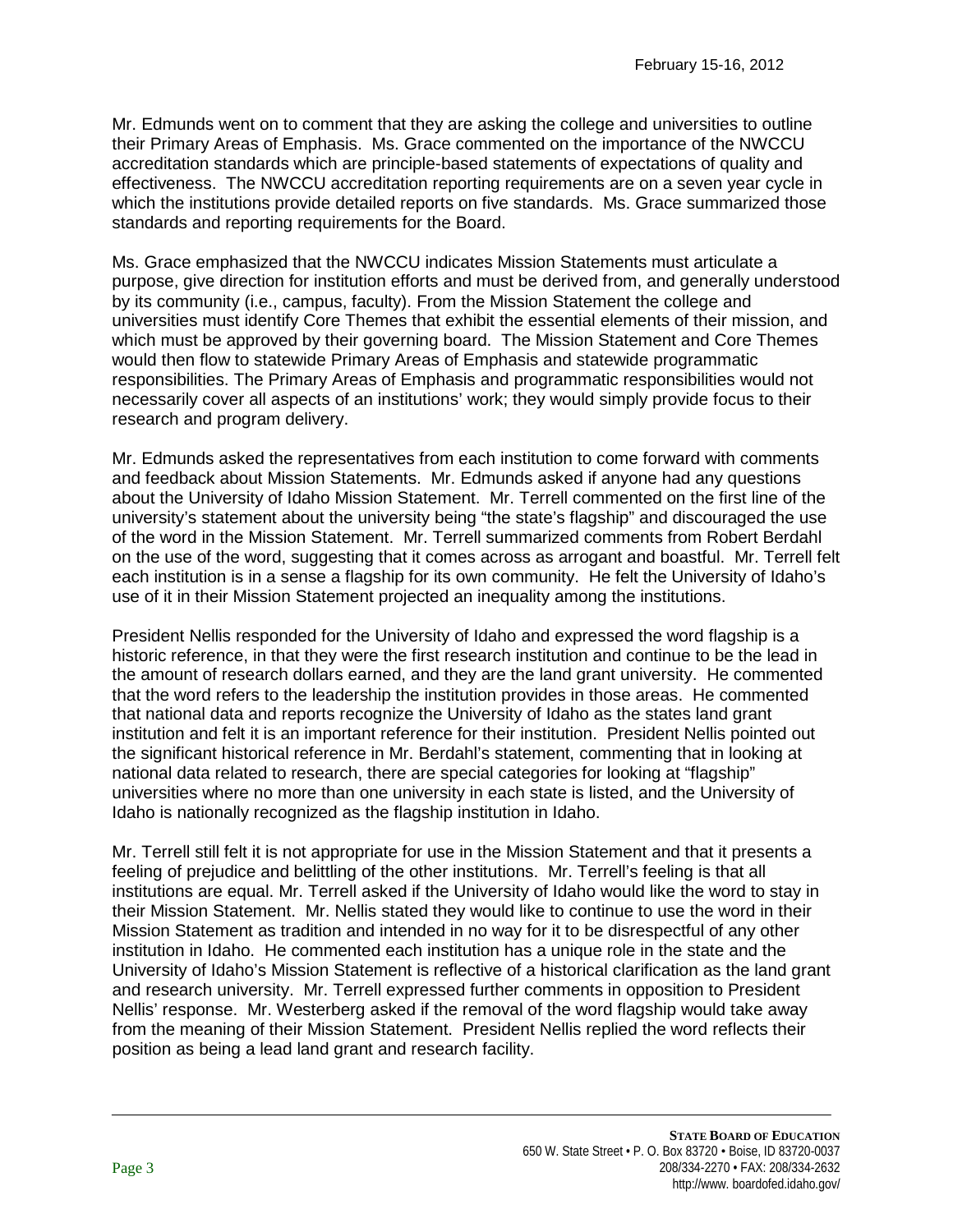Mr. Edmunds went on to comment that they are asking the college and universities to outline their Primary Areas of Emphasis. Ms. Grace commented on the importance of the NWCCU accreditation standards which are principle-based statements of expectations of quality and effectiveness. The NWCCU accreditation reporting requirements are on a seven year cycle in which the institutions provide detailed reports on five standards. Ms. Grace summarized those standards and reporting requirements for the Board.

Ms. Grace emphasized that the NWCCU indicates Mission Statements must articulate a purpose, give direction for institution efforts and must be derived from, and generally understood by its community (i.e., campus, faculty). From the Mission Statement the college and universities must identify Core Themes that exhibit the essential elements of their mission, and which must be approved by their governing board. The Mission Statement and Core Themes would then flow to statewide Primary Areas of Emphasis and statewide programmatic responsibilities. The Primary Areas of Emphasis and programmatic responsibilities would not necessarily cover all aspects of an institutions' work; they would simply provide focus to their research and program delivery.

Mr. Edmunds asked the representatives from each institution to come forward with comments and feedback about Mission Statements. Mr. Edmunds asked if anyone had any questions about the University of Idaho Mission Statement. Mr. Terrell commented on the first line of the university's statement about the university being "the state's flagship" and discouraged the use of the word in the Mission Statement. Mr. Terrell summarized comments from Robert Berdahl on the use of the word, suggesting that it comes across as arrogant and boastful. Mr. Terrell felt each institution is in a sense a flagship for its own community. He felt the University of Idaho's use of it in their Mission Statement projected an inequality among the institutions.

President Nellis responded for the University of Idaho and expressed the word flagship is a historic reference, in that they were the first research institution and continue to be the lead in the amount of research dollars earned, and they are the land grant university. He commented that the word refers to the leadership the institution provides in those areas. He commented that national data and reports recognize the University of Idaho as the states land grant institution and felt it is an important reference for their institution. President Nellis pointed out the significant historical reference in Mr. Berdahl's statement, commenting that in looking at national data related to research, there are special categories for looking at "flagship" universities where no more than one university in each state is listed, and the University of Idaho is nationally recognized as the flagship institution in Idaho.

Mr. Terrell still felt it is not appropriate for use in the Mission Statement and that it presents a feeling of prejudice and belittling of the other institutions. Mr. Terrell's feeling is that all institutions are equal. Mr. Terrell asked if the University of Idaho would like the word to stay in their Mission Statement. Mr. Nellis stated they would like to continue to use the word in their Mission Statement as tradition and intended in no way for it to be disrespectful of any other institution in Idaho. He commented each institution has a unique role in the state and the University of Idaho's Mission Statement is reflective of a historical clarification as the land grant and research university. Mr. Terrell expressed further comments in opposition to President Nellis' response. Mr. Westerberg asked if the removal of the word flagship would take away from the meaning of their Mission Statement. President Nellis replied the word reflects their position as being a lead land grant and research facility.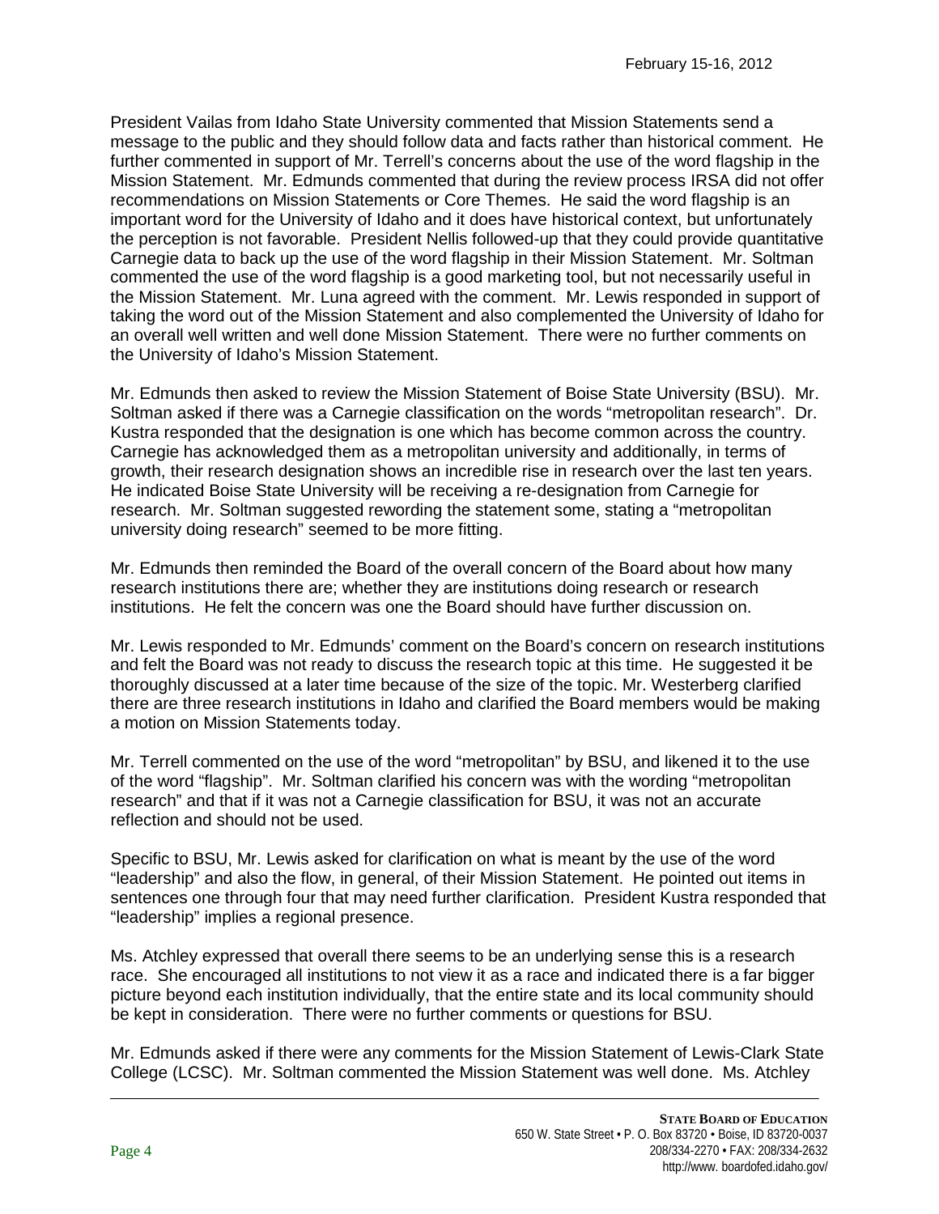President Vailas from Idaho State University commented that Mission Statements send a message to the public and they should follow data and facts rather than historical comment. He further commented in support of Mr. Terrell's concerns about the use of the word flagship in the Mission Statement. Mr. Edmunds commented that during the review process IRSA did not offer recommendations on Mission Statements or Core Themes. He said the word flagship is an important word for the University of Idaho and it does have historical context, but unfortunately the perception is not favorable. President Nellis followed-up that they could provide quantitative Carnegie data to back up the use of the word flagship in their Mission Statement. Mr. Soltman commented the use of the word flagship is a good marketing tool, but not necessarily useful in the Mission Statement. Mr. Luna agreed with the comment. Mr. Lewis responded in support of taking the word out of the Mission Statement and also complemented the University of Idaho for an overall well written and well done Mission Statement. There were no further comments on the University of Idaho's Mission Statement.

Mr. Edmunds then asked to review the Mission Statement of Boise State University (BSU). Mr. Soltman asked if there was a Carnegie classification on the words "metropolitan research". Dr. Kustra responded that the designation is one which has become common across the country. Carnegie has acknowledged them as a metropolitan university and additionally, in terms of growth, their research designation shows an incredible rise in research over the last ten years. He indicated Boise State University will be receiving a re-designation from Carnegie for research. Mr. Soltman suggested rewording the statement some, stating a "metropolitan university doing research" seemed to be more fitting.

Mr. Edmunds then reminded the Board of the overall concern of the Board about how many research institutions there are; whether they are institutions doing research or research institutions. He felt the concern was one the Board should have further discussion on.

Mr. Lewis responded to Mr. Edmunds' comment on the Board's concern on research institutions and felt the Board was not ready to discuss the research topic at this time. He suggested it be thoroughly discussed at a later time because of the size of the topic. Mr. Westerberg clarified there are three research institutions in Idaho and clarified the Board members would be making a motion on Mission Statements today.

Mr. Terrell commented on the use of the word "metropolitan" by BSU, and likened it to the use of the word "flagship". Mr. Soltman clarified his concern was with the wording "metropolitan research" and that if it was not a Carnegie classification for BSU, it was not an accurate reflection and should not be used.

Specific to BSU, Mr. Lewis asked for clarification on what is meant by the use of the word "leadership" and also the flow, in general, of their Mission Statement. He pointed out items in sentences one through four that may need further clarification. President Kustra responded that "leadership" implies a regional presence.

Ms. Atchley expressed that overall there seems to be an underlying sense this is a research race. She encouraged all institutions to not view it as a race and indicated there is a far bigger picture beyond each institution individually, that the entire state and its local community should be kept in consideration. There were no further comments or questions for BSU.

Mr. Edmunds asked if there were any comments for the Mission Statement of Lewis-Clark State College (LCSC). Mr. Soltman commented the Mission Statement was well done. Ms. Atchley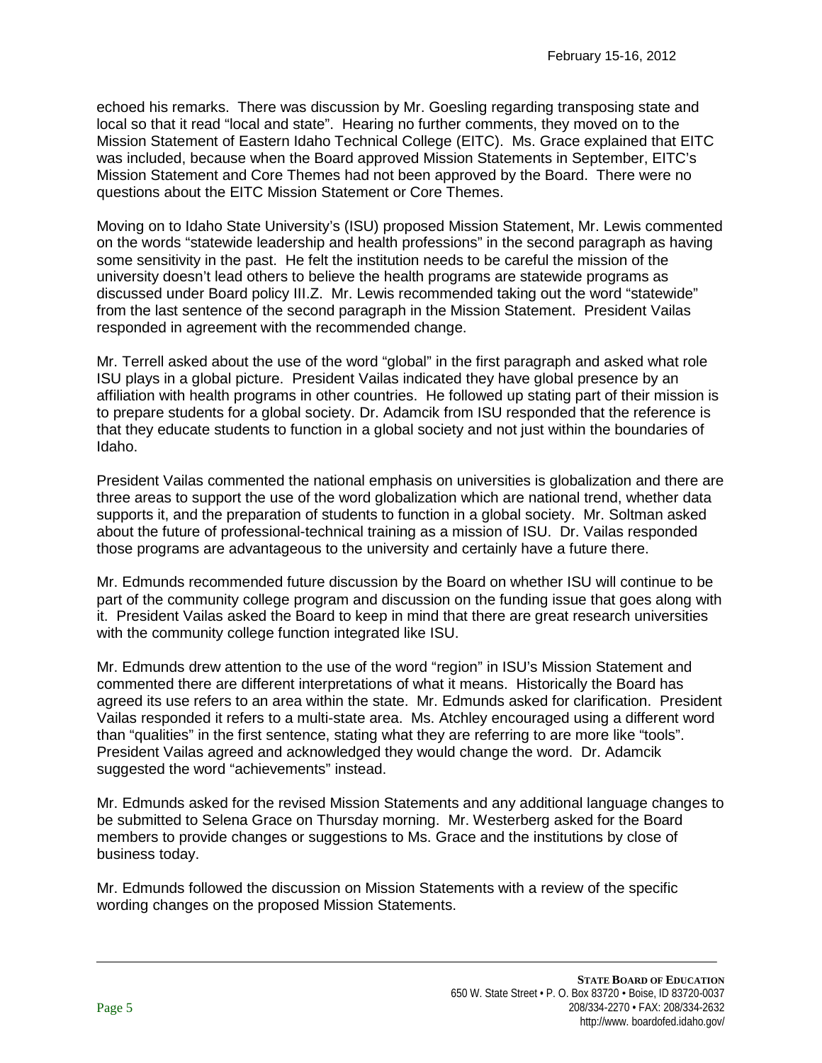echoed his remarks. There was discussion by Mr. Goesling regarding transposing state and local so that it read "local and state". Hearing no further comments, they moved on to the Mission Statement of Eastern Idaho Technical College (EITC). Ms. Grace explained that EITC was included, because when the Board approved Mission Statements in September, EITC's Mission Statement and Core Themes had not been approved by the Board. There were no questions about the EITC Mission Statement or Core Themes.

Moving on to Idaho State University's (ISU) proposed Mission Statement, Mr. Lewis commented on the words "statewide leadership and health professions" in the second paragraph as having some sensitivity in the past. He felt the institution needs to be careful the mission of the university doesn't lead others to believe the health programs are statewide programs as discussed under Board policy III.Z. Mr. Lewis recommended taking out the word "statewide" from the last sentence of the second paragraph in the Mission Statement. President Vailas responded in agreement with the recommended change.

Mr. Terrell asked about the use of the word "global" in the first paragraph and asked what role ISU plays in a global picture. President Vailas indicated they have global presence by an affiliation with health programs in other countries. He followed up stating part of their mission is to prepare students for a global society. Dr. Adamcik from ISU responded that the reference is that they educate students to function in a global society and not just within the boundaries of Idaho.

President Vailas commented the national emphasis on universities is globalization and there are three areas to support the use of the word globalization which are national trend, whether data supports it, and the preparation of students to function in a global society. Mr. Soltman asked about the future of professional-technical training as a mission of ISU. Dr. Vailas responded those programs are advantageous to the university and certainly have a future there.

Mr. Edmunds recommended future discussion by the Board on whether ISU will continue to be part of the community college program and discussion on the funding issue that goes along with it. President Vailas asked the Board to keep in mind that there are great research universities with the community college function integrated like ISU.

Mr. Edmunds drew attention to the use of the word "region" in ISU's Mission Statement and commented there are different interpretations of what it means. Historically the Board has agreed its use refers to an area within the state. Mr. Edmunds asked for clarification. President Vailas responded it refers to a multi-state area. Ms. Atchley encouraged using a different word than "qualities" in the first sentence, stating what they are referring to are more like "tools". President Vailas agreed and acknowledged they would change the word. Dr. Adamcik suggested the word "achievements" instead.

Mr. Edmunds asked for the revised Mission Statements and any additional language changes to be submitted to Selena Grace on Thursday morning. Mr. Westerberg asked for the Board members to provide changes or suggestions to Ms. Grace and the institutions by close of business today.

Mr. Edmunds followed the discussion on Mission Statements with a review of the specific wording changes on the proposed Mission Statements.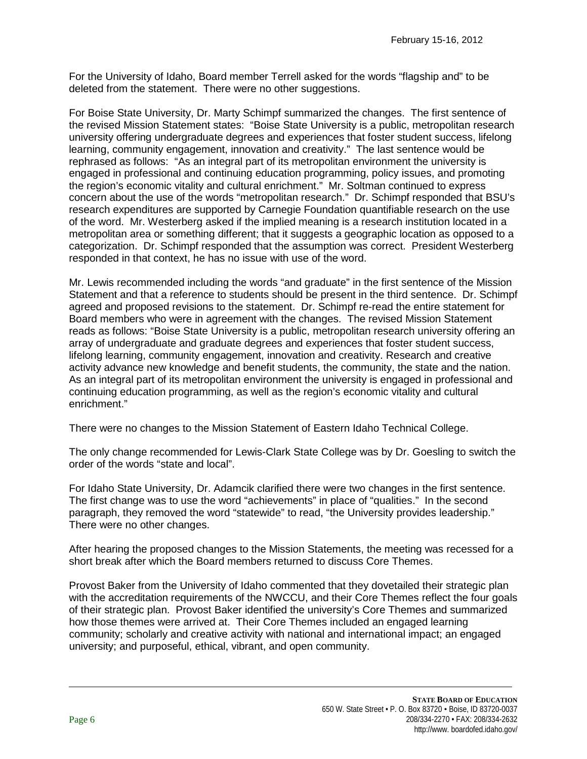For the University of Idaho, Board member Terrell asked for the words "flagship and" to be deleted from the statement. There were no other suggestions.

For Boise State University, Dr. Marty Schimpf summarized the changes. The first sentence of the revised Mission Statement states: "Boise State University is a public, metropolitan research university offering undergraduate degrees and experiences that foster student success, lifelong learning, community engagement, innovation and creativity." The last sentence would be rephrased as follows: "As an integral part of its metropolitan environment the university is engaged in professional and continuing education programming, policy issues, and promoting the region's economic vitality and cultural enrichment." Mr. Soltman continued to express concern about the use of the words "metropolitan research." Dr. Schimpf responded that BSU's research expenditures are supported by Carnegie Foundation quantifiable research on the use of the word. Mr. Westerberg asked if the implied meaning is a research institution located in a metropolitan area or something different; that it suggests a geographic location as opposed to a categorization. Dr. Schimpf responded that the assumption was correct. President Westerberg responded in that context, he has no issue with use of the word.

Mr. Lewis recommended including the words "and graduate" in the first sentence of the Mission Statement and that a reference to students should be present in the third sentence. Dr. Schimpf agreed and proposed revisions to the statement. Dr. Schimpf re-read the entire statement for Board members who were in agreement with the changes. The revised Mission Statement reads as follows: "Boise State University is a public, metropolitan research university offering an array of undergraduate and graduate degrees and experiences that foster student success, lifelong learning, community engagement, innovation and creativity. Research and creative activity advance new knowledge and benefit students, the community, the state and the nation. As an integral part of its metropolitan environment the university is engaged in professional and continuing education programming, as well as the region's economic vitality and cultural enrichment."

There were no changes to the Mission Statement of Eastern Idaho Technical College.

The only change recommended for Lewis-Clark State College was by Dr. Goesling to switch the order of the words "state and local".

For Idaho State University, Dr. Adamcik clarified there were two changes in the first sentence. The first change was to use the word "achievements" in place of "qualities." In the second paragraph, they removed the word "statewide" to read, "the University provides leadership." There were no other changes.

After hearing the proposed changes to the Mission Statements, the meeting was recessed for a short break after which the Board members returned to discuss Core Themes.

Provost Baker from the University of Idaho commented that they dovetailed their strategic plan with the accreditation requirements of the NWCCU, and their Core Themes reflect the four goals of their strategic plan. Provost Baker identified the university's Core Themes and summarized how those themes were arrived at. Their Core Themes included an engaged learning community; scholarly and creative activity with national and international impact; an engaged university; and purposeful, ethical, vibrant, and open community.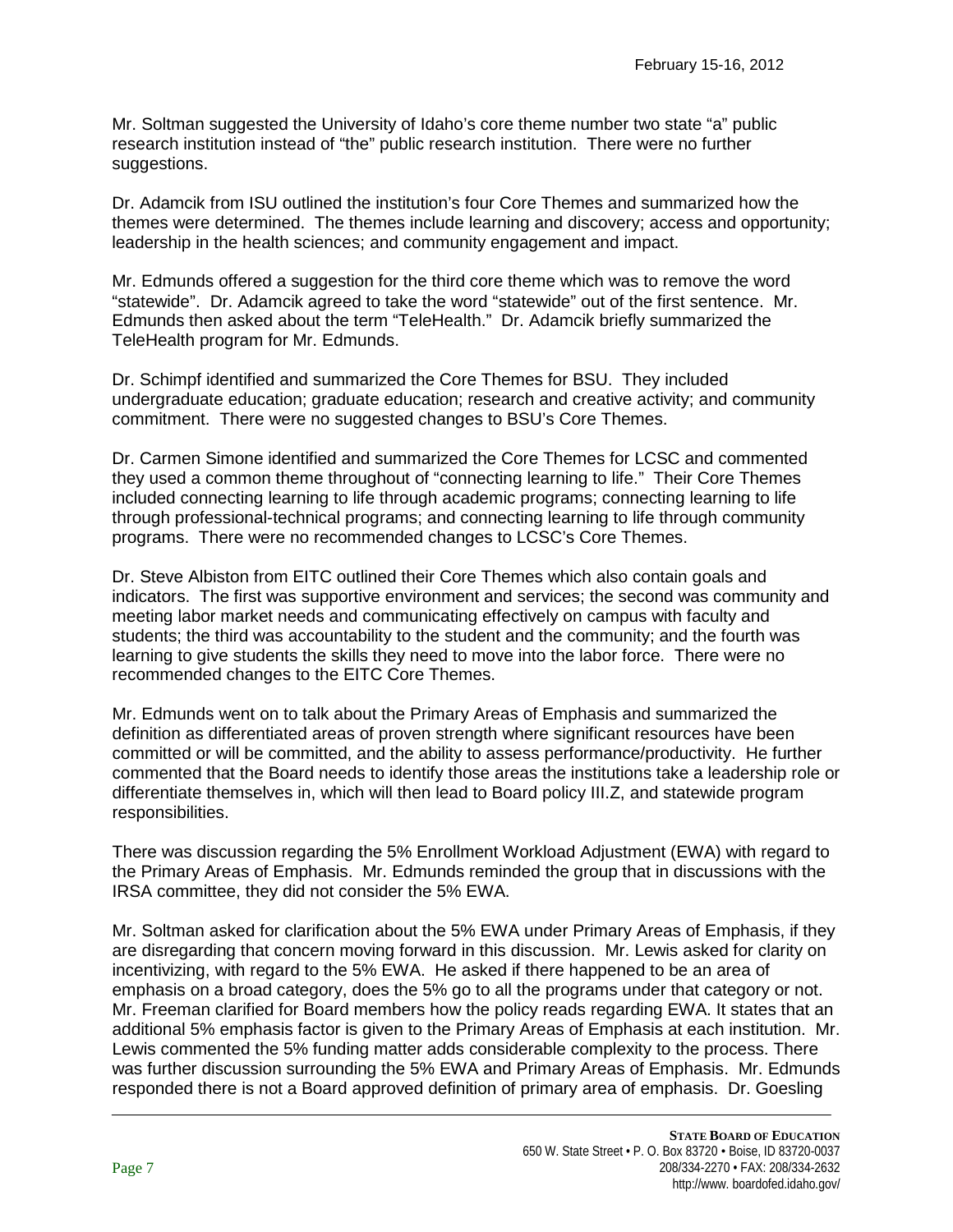Mr. Soltman suggested the University of Idaho's core theme number two state "a" public research institution instead of "the" public research institution. There were no further suggestions.

Dr. Adamcik from ISU outlined the institution's four Core Themes and summarized how the themes were determined. The themes include learning and discovery; access and opportunity; leadership in the health sciences; and community engagement and impact.

Mr. Edmunds offered a suggestion for the third core theme which was to remove the word "statewide". Dr. Adamcik agreed to take the word "statewide" out of the first sentence. Mr. Edmunds then asked about the term "TeleHealth." Dr. Adamcik briefly summarized the TeleHealth program for Mr. Edmunds.

Dr. Schimpf identified and summarized the Core Themes for BSU. They included undergraduate education; graduate education; research and creative activity; and community commitment. There were no suggested changes to BSU's Core Themes.

Dr. Carmen Simone identified and summarized the Core Themes for LCSC and commented they used a common theme throughout of "connecting learning to life." Their Core Themes included connecting learning to life through academic programs; connecting learning to life through professional-technical programs; and connecting learning to life through community programs. There were no recommended changes to LCSC's Core Themes.

Dr. Steve Albiston from EITC outlined their Core Themes which also contain goals and indicators. The first was supportive environment and services; the second was community and meeting labor market needs and communicating effectively on campus with faculty and students; the third was accountability to the student and the community; and the fourth was learning to give students the skills they need to move into the labor force. There were no recommended changes to the EITC Core Themes.

Mr. Edmunds went on to talk about the Primary Areas of Emphasis and summarized the definition as differentiated areas of proven strength where significant resources have been committed or will be committed, and the ability to assess performance/productivity. He further commented that the Board needs to identify those areas the institutions take a leadership role or differentiate themselves in, which will then lead to Board policy III.Z, and statewide program responsibilities.

There was discussion regarding the 5% Enrollment Workload Adjustment (EWA) with regard to the Primary Areas of Emphasis. Mr. Edmunds reminded the group that in discussions with the IRSA committee, they did not consider the 5% EWA.

Mr. Soltman asked for clarification about the 5% EWA under Primary Areas of Emphasis, if they are disregarding that concern moving forward in this discussion. Mr. Lewis asked for clarity on incentivizing, with regard to the 5% EWA. He asked if there happened to be an area of emphasis on a broad category, does the 5% go to all the programs under that category or not. Mr. Freeman clarified for Board members how the policy reads regarding EWA. It states that an additional 5% emphasis factor is given to the Primary Areas of Emphasis at each institution. Mr. Lewis commented the 5% funding matter adds considerable complexity to the process. There was further discussion surrounding the 5% EWA and Primary Areas of Emphasis. Mr. Edmunds responded there is not a Board approved definition of primary area of emphasis. Dr. Goesling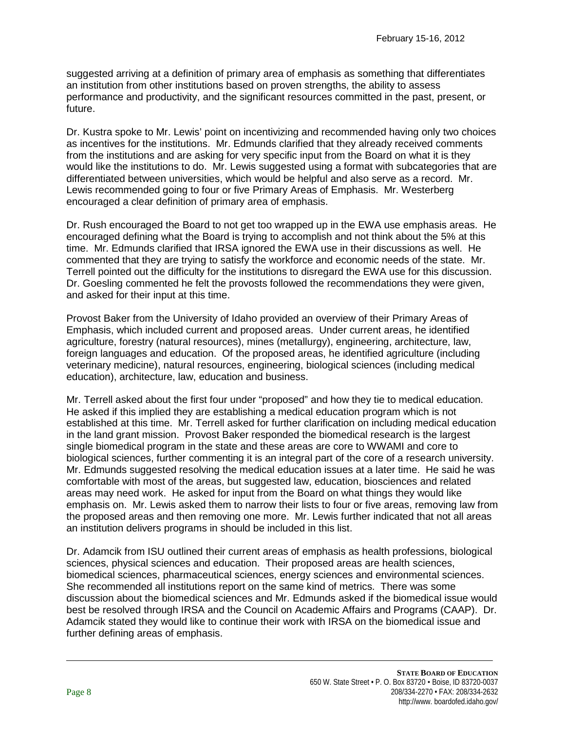suggested arriving at a definition of primary area of emphasis as something that differentiates an institution from other institutions based on proven strengths, the ability to assess performance and productivity, and the significant resources committed in the past, present, or future.

Dr. Kustra spoke to Mr. Lewis' point on incentivizing and recommended having only two choices as incentives for the institutions. Mr. Edmunds clarified that they already received comments from the institutions and are asking for very specific input from the Board on what it is they would like the institutions to do. Mr. Lewis suggested using a format with subcategories that are differentiated between universities, which would be helpful and also serve as a record. Mr. Lewis recommended going to four or five Primary Areas of Emphasis. Mr. Westerberg encouraged a clear definition of primary area of emphasis.

Dr. Rush encouraged the Board to not get too wrapped up in the EWA use emphasis areas. He encouraged defining what the Board is trying to accomplish and not think about the 5% at this time. Mr. Edmunds clarified that IRSA ignored the EWA use in their discussions as well. He commented that they are trying to satisfy the workforce and economic needs of the state. Mr. Terrell pointed out the difficulty for the institutions to disregard the EWA use for this discussion. Dr. Goesling commented he felt the provosts followed the recommendations they were given, and asked for their input at this time.

Provost Baker from the University of Idaho provided an overview of their Primary Areas of Emphasis, which included current and proposed areas. Under current areas, he identified agriculture, forestry (natural resources), mines (metallurgy), engineering, architecture, law, foreign languages and education. Of the proposed areas, he identified agriculture (including veterinary medicine), natural resources, engineering, biological sciences (including medical education), architecture, law, education and business.

Mr. Terrell asked about the first four under "proposed" and how they tie to medical education. He asked if this implied they are establishing a medical education program which is not established at this time. Mr. Terrell asked for further clarification on including medical education in the land grant mission. Provost Baker responded the biomedical research is the largest single biomedical program in the state and these areas are core to WWAMI and core to biological sciences, further commenting it is an integral part of the core of a research university. Mr. Edmunds suggested resolving the medical education issues at a later time. He said he was comfortable with most of the areas, but suggested law, education, biosciences and related areas may need work. He asked for input from the Board on what things they would like emphasis on. Mr. Lewis asked them to narrow their lists to four or five areas, removing law from the proposed areas and then removing one more. Mr. Lewis further indicated that not all areas an institution delivers programs in should be included in this list.

Dr. Adamcik from ISU outlined their current areas of emphasis as health professions, biological sciences, physical sciences and education. Their proposed areas are health sciences, biomedical sciences, pharmaceutical sciences, energy sciences and environmental sciences. She recommended all institutions report on the same kind of metrics. There was some discussion about the biomedical sciences and Mr. Edmunds asked if the biomedical issue would best be resolved through IRSA and the Council on Academic Affairs and Programs (CAAP). Dr. Adamcik stated they would like to continue their work with IRSA on the biomedical issue and further defining areas of emphasis.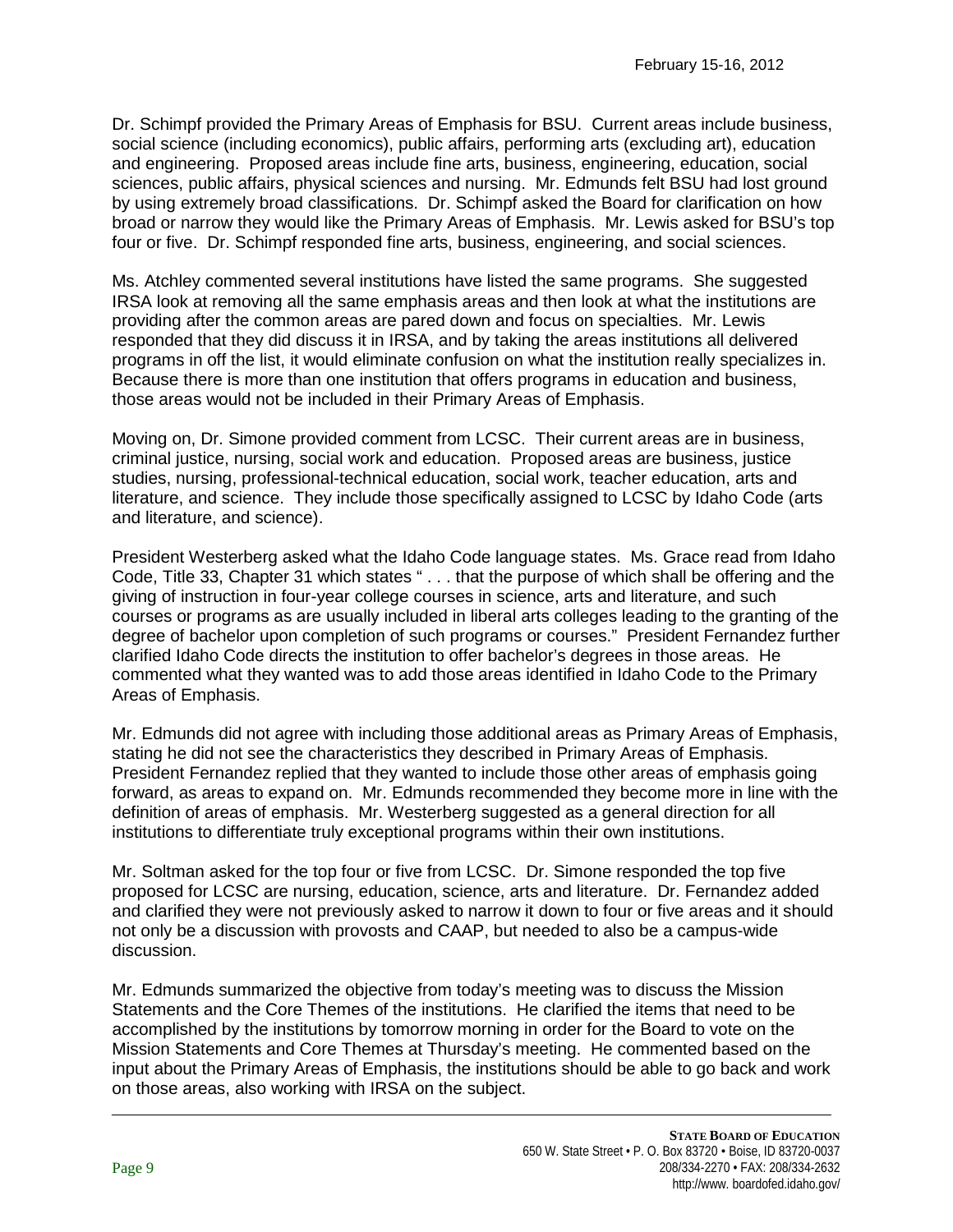Dr. Schimpf provided the Primary Areas of Emphasis for BSU. Current areas include business, social science (including economics), public affairs, performing arts (excluding art), education and engineering. Proposed areas include fine arts, business, engineering, education, social sciences, public affairs, physical sciences and nursing. Mr. Edmunds felt BSU had lost ground by using extremely broad classifications. Dr. Schimpf asked the Board for clarification on how broad or narrow they would like the Primary Areas of Emphasis. Mr. Lewis asked for BSU's top four or five. Dr. Schimpf responded fine arts, business, engineering, and social sciences.

Ms. Atchley commented several institutions have listed the same programs. She suggested IRSA look at removing all the same emphasis areas and then look at what the institutions are providing after the common areas are pared down and focus on specialties. Mr. Lewis responded that they did discuss it in IRSA, and by taking the areas institutions all delivered programs in off the list, it would eliminate confusion on what the institution really specializes in. Because there is more than one institution that offers programs in education and business, those areas would not be included in their Primary Areas of Emphasis.

Moving on, Dr. Simone provided comment from LCSC. Their current areas are in business, criminal justice, nursing, social work and education. Proposed areas are business, justice studies, nursing, professional-technical education, social work, teacher education, arts and literature, and science. They include those specifically assigned to LCSC by Idaho Code (arts and literature, and science).

President Westerberg asked what the Idaho Code language states. Ms. Grace read from Idaho Code, Title 33, Chapter 31 which states " . . . that the purpose of which shall be offering and the giving of instruction in four-year college courses in science, arts and literature, and such courses or programs as are usually included in liberal arts colleges leading to the granting of the degree of bachelor upon completion of such programs or courses." President Fernandez further clarified Idaho Code directs the institution to offer bachelor's degrees in those areas. He commented what they wanted was to add those areas identified in Idaho Code to the Primary Areas of Emphasis.

Mr. Edmunds did not agree with including those additional areas as Primary Areas of Emphasis, stating he did not see the characteristics they described in Primary Areas of Emphasis. President Fernandez replied that they wanted to include those other areas of emphasis going forward, as areas to expand on. Mr. Edmunds recommended they become more in line with the definition of areas of emphasis. Mr. Westerberg suggested as a general direction for all institutions to differentiate truly exceptional programs within their own institutions.

Mr. Soltman asked for the top four or five from LCSC. Dr. Simone responded the top five proposed for LCSC are nursing, education, science, arts and literature. Dr. Fernandez added and clarified they were not previously asked to narrow it down to four or five areas and it should not only be a discussion with provosts and CAAP, but needed to also be a campus-wide discussion.

Mr. Edmunds summarized the objective from today's meeting was to discuss the Mission Statements and the Core Themes of the institutions. He clarified the items that need to be accomplished by the institutions by tomorrow morning in order for the Board to vote on the Mission Statements and Core Themes at Thursday's meeting. He commented based on the input about the Primary Areas of Emphasis, the institutions should be able to go back and work on those areas, also working with IRSA on the subject.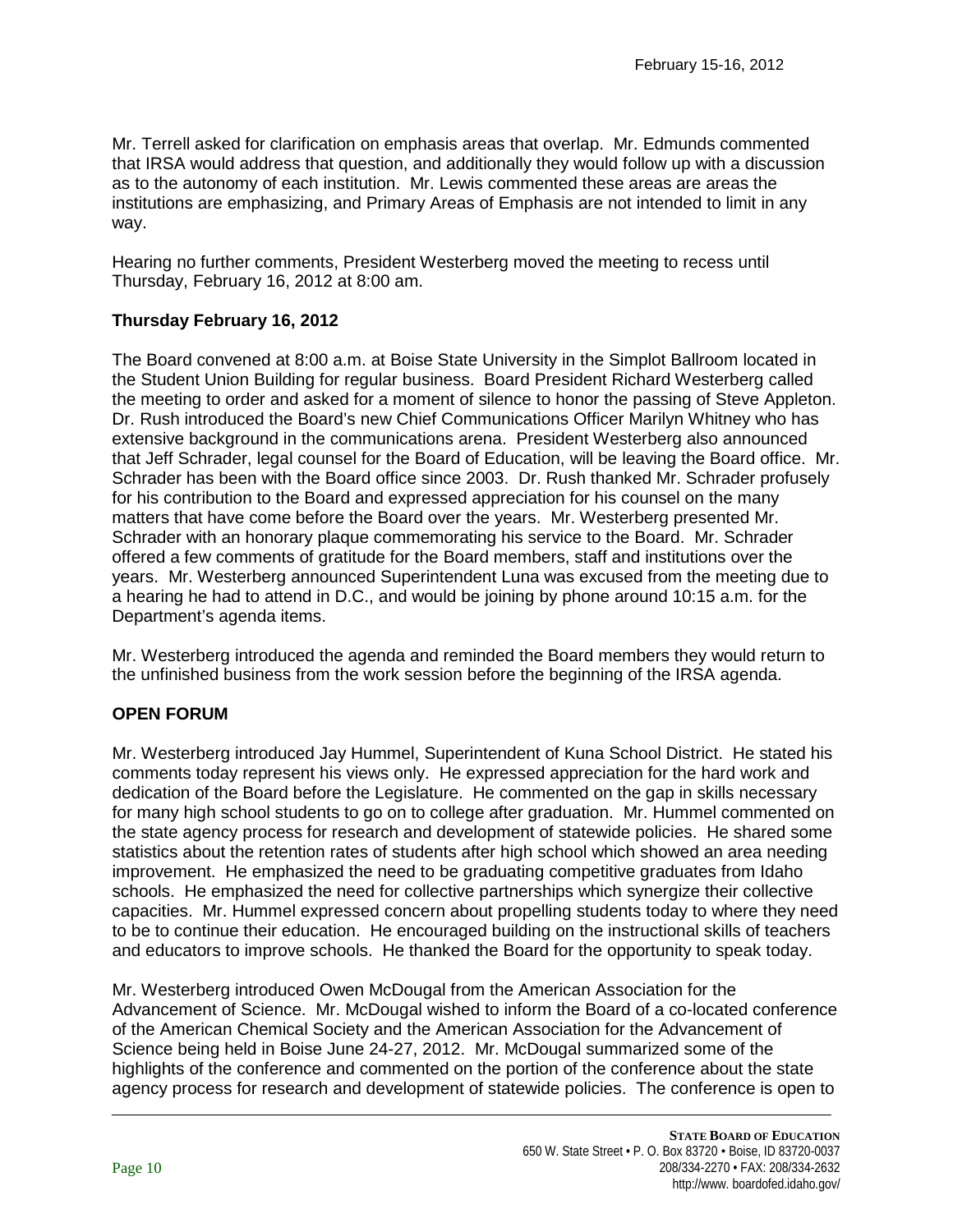Mr. Terrell asked for clarification on emphasis areas that overlap. Mr. Edmunds commented that IRSA would address that question, and additionally they would follow up with a discussion as to the autonomy of each institution. Mr. Lewis commented these areas are areas the institutions are emphasizing, and Primary Areas of Emphasis are not intended to limit in any way.

Hearing no further comments, President Westerberg moved the meeting to recess until Thursday, February 16, 2012 at 8:00 am.

**Thursday February 16, 2012**

The Board convened at 8:00 a.m. at Boise State University in the Simplot Ballroom located in the Student Union Building for regular business. Board President Richard Westerberg called the meeting to order and asked for a moment of silence to honor the passing of Steve Appleton. Dr. Rush introduced the Board's new Chief Communications Officer Marilyn Whitney who has extensive background in the communications arena. President Westerberg also announced that Jeff Schrader, legal counsel for the Board of Education, will be leaving the Board office. Mr. Schrader has been with the Board office since 2003. Dr. Rush thanked Mr. Schrader profusely for his contribution to the Board and expressed appreciation for his counsel on the many matters that have come before the Board over the years. Mr. Westerberg presented Mr. Schrader with an honorary plaque commemorating his service to the Board. Mr. Schrader offered a few comments of gratitude for the Board members, staff and institutions over the years. Mr. Westerberg announced Superintendent Luna was excused from the meeting due to a hearing he had to attend in D.C., and would be joining by phone around 10:15 a.m. for the Department's agenda items.

Mr. Westerberg introduced the agenda and reminded the Board members they would return to the unfinished business from the work session before the beginning of the IRSA agenda.

**OPEN FORUM**

Mr. Westerberg introduced Jay Hummel, Superintendent of Kuna School District. He stated his comments today represent his views only. He expressed appreciation for the hard work and dedication of the Board before the Legislature. He commented on the gap in skills necessary for many high school students to go on to college after graduation. Mr. Hummel commented on the state agency process for research and development of statewide policies. He shared some statistics about the retention rates of students after high school which showed an area needing improvement. He emphasized the need to be graduating competitive graduates from Idaho schools. He emphasized the need for collective partnerships which synergize their collective capacities. Mr. Hummel expressed concern about propelling students today to where they need to be to continue their education. He encouraged building on the instructional skills of teachers and educators to improve schools. He thanked the Board for the opportunity to speak today.

Mr. Westerberg introduced Owen McDougal from the American Association for the Advancement of Science. Mr. McDougal wished to inform the Board of a co-located conference of the American Chemical Society and the American Association for the Advancement of Science being held in Boise June 24-27, 2012. Mr. McDougal summarized some of the highlights of the conference and commented on the portion of the conference about the state agency process for research and development of statewide policies. The conference is open to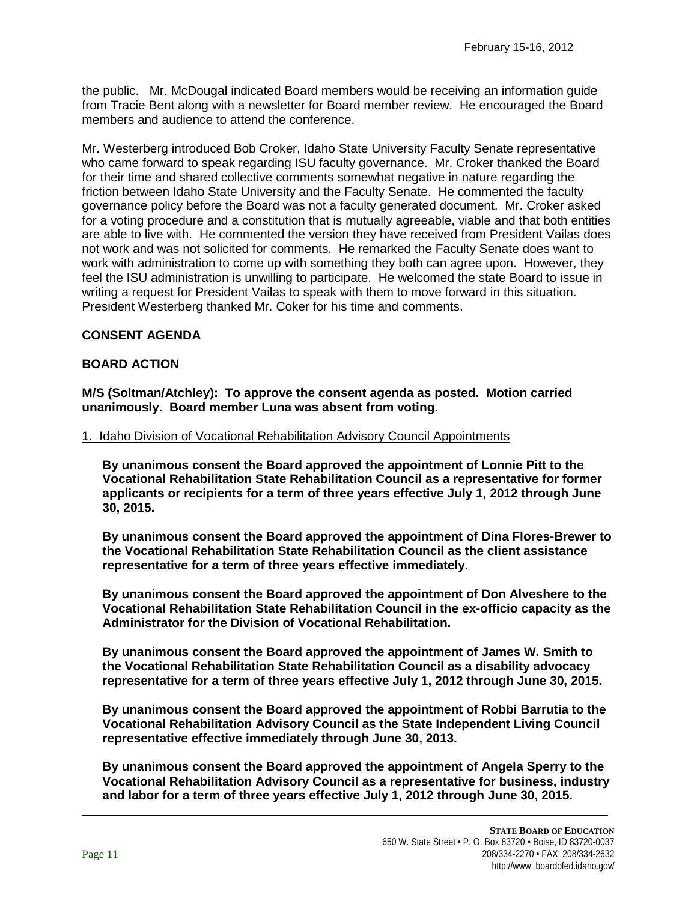the public. Mr. McDougal indicated Board members would be receiving an information guide from Tracie Bent along with a newsletter for Board member review. He encouraged the Board members and audience to attend the conference.

Mr. Westerberg introduced Bob Croker, Idaho State University Faculty Senate representative who came forward to speak regarding ISU faculty governance. Mr. Croker thanked the Board for their time and shared collective comments somewhat negative in nature regarding the friction between Idaho State University and the Faculty Senate. He commented the faculty governance policy before the Board was not a faculty generated document. Mr. Croker asked for a voting procedure and a constitution that is mutually agreeable, viable and that both entities are able to live with. He commented the version they have received from President Vailas does not work and was not solicited for comments. He remarked the Faculty Senate does want to work with administration to come up with something they both can agree upon. However, they feel the ISU administration is unwilling to participate. He welcomed the state Board to issue in writing a request for President Vailas to speak with them to move forward in this situation. President Westerberg thanked Mr. Coker for his time and comments.

**CONSENT AGENDA**

**BOARD ACTION**

**M/S (Soltman/Atchley): To approve the consent agenda as posted. Motion carried unanimously. Board member Luna was absent from voting.**

1. Idaho Division of Vocational Rehabilitation Advisory Council Appointments

**By unanimous consent the Board approved the appointment of Lonnie Pitt to the Vocational Rehabilitation State Rehabilitation Council as a representative for former applicants or recipients for a term of three years effective July 1, 2012 through June 30, 2015.**

**By unanimous consent the Board approved the appointment of Dina Flores-Brewer to the Vocational Rehabilitation State Rehabilitation Council as the client assistance representative for a term of three years effective immediately.**

**By unanimous consent the Board approved the appointment of Don Alveshere to the Vocational Rehabilitation State Rehabilitation Council in the ex-officio capacity as the Administrator for the Division of Vocational Rehabilitation.**

**By unanimous consent the Board approved the appointment of James W. Smith to the Vocational Rehabilitation State Rehabilitation Council as a disability advocacy representative for a term of three years effective July 1, 2012 through June 30, 2015.**

**By unanimous consent the Board approved the appointment of Robbi Barrutia to the Vocational Rehabilitation Advisory Council as the State Independent Living Council representative effective immediately through June 30, 2013.**

**By unanimous consent the Board approved the appointment of Angela Sperry to the Vocational Rehabilitation Advisory Council as a representative for business, industry and labor for a term of three years effective July 1, 2012 through June 30, 2015.**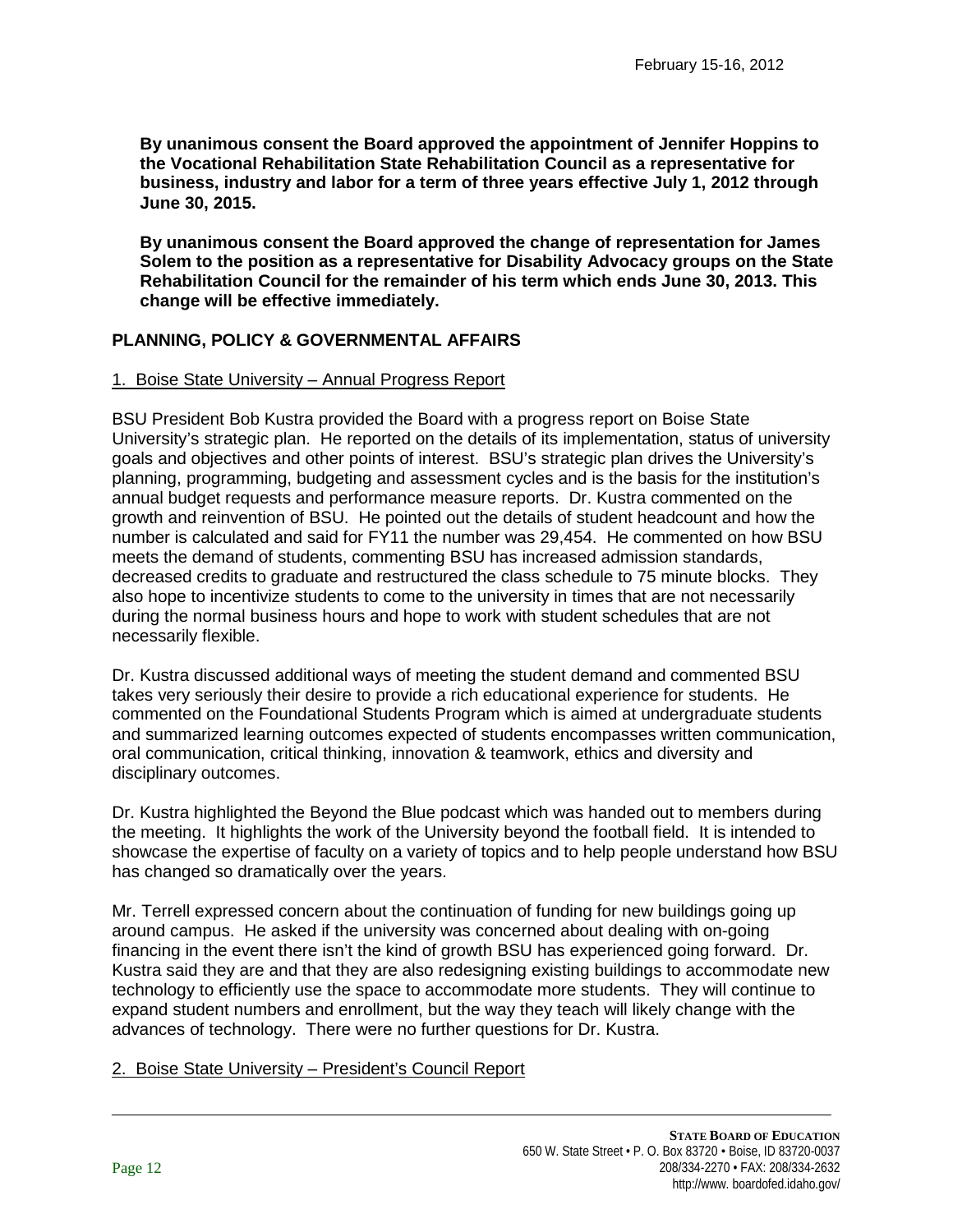**By unanimous consent the Board approved the appointment of Jennifer Hoppins to the Vocational Rehabilitation State Rehabilitation Council as a representative for business, industry and labor for a term of three years effective July 1, 2012 through June 30, 2015.**

**By unanimous consent the Board approved the change of representation for James Solem to the position as a representative for Disability Advocacy groups on the State Rehabilitation Council for the remainder of his term which ends June 30, 2013. This change will be effective immediately.**

## PLANNING, POLICY & GOVERNMENTAL AFFAIRS

### 1. Boise State University – Annual Progress Report

BSU President Bob Kustra provided the Board with a progress report on Boise State University's strategic plan. He reported on the details of its implementation, status of university goals and objectives and other points of interest. BSU's strategic plan drives the University's planning, programming, budgeting and assessment cycles and is the basis for the institution's annual budget requests and performance measure reports. Dr. Kustra commented on the growth and reinvention of BSU. He pointed out the details of student headcount and how the number is calculated and said for FY11 the number was 29,454. He commented on how BSU meets the demand of students, commenting BSU has increased admission standards, decreased credits to graduate and restructured the class schedule to 75 minute blocks. They also hope to incentivize students to come to the university in times that are not necessarily during the normal business hours and hope to work with student schedules that are not necessarily flexible.

Dr. Kustra discussed additional ways of meeting the student demand and commented BSU takes very seriously their desire to provide a rich educational experience for students. He commented on the Foundational Students Program which is aimed at undergraduate students and summarized learning outcomes expected of students encompasses written communication, oral communication, critical thinking, innovation & teamwork, ethics and diversity and disciplinary outcomes.

Dr. Kustra highlighted the Beyond the Blue podcast which was handed out to members during the meeting. It highlights the work of the University beyond the football field. It is intended to showcase the expertise of faculty on a variety of topics and to help people understand how BSU has changed so dramatically over the years.

Mr. Terrell expressed concern about the continuation of funding for new buildings going up around campus. He asked if the university was concerned about dealing with on-going financing in the event there isn't the kind of growth BSU has experienced going forward. Dr. Kustra said they are and that they are also redesigning existing buildings to accommodate new technology to efficiently use the space to accommodate more students. They will continue to expand student numbers and enrollment, but the way they teach will likely change with the advances of technology. There were no further questions for Dr. Kustra.

### 2. Boise State University – President's Council Report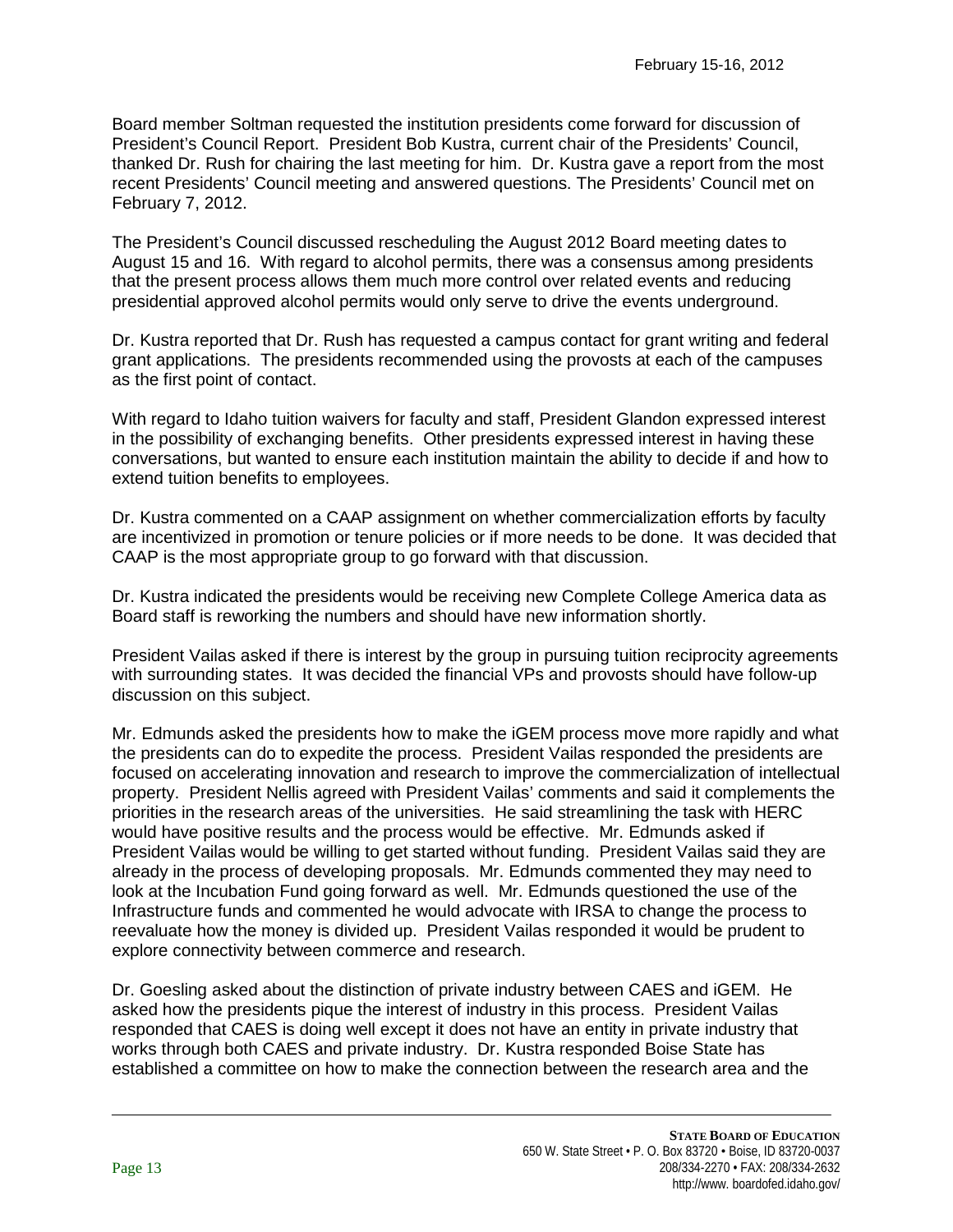Board member Soltman requested the institution presidents come forward for discussion of President's Council Report. President Bob Kustra, current chair of the Presidents' Council, thanked Dr. Rush for chairing the last meeting for him. Dr. Kustra gave a report from the most recent Presidents' Council meeting and answered questions. The Presidents' Council met on February 7, 2012.

The President's Council discussed rescheduling the August 2012 Board meeting dates to August 15 and 16. With regard to alcohol permits, there was a consensus among presidents that the present process allows them much more control over related events and reducing presidential approved alcohol permits would only serve to drive the events underground.

Dr. Kustra reported that Dr. Rush has requested a campus contact for grant writing and federal grant applications. The presidents recommended using the provosts at each of the campuses as the first point of contact.

With regard to Idaho tuition waivers for faculty and staff, President Glandon expressed interest in the possibility of exchanging benefits. Other presidents expressed interest in having these conversations, but wanted to ensure each institution maintain the ability to decide if and how to extend tuition benefits to employees.

Dr. Kustra commented on a CAAP assignment on whether commercialization efforts by faculty are incentivized in promotion or tenure policies or if more needs to be done. It was decided that CAAP is the most appropriate group to go forward with that discussion.

Dr. Kustra indicated the presidents would be receiving new Complete College America data as Board staff is reworking the numbers and should have new information shortly.

President Vailas asked if there is interest by the group in pursuing tuition reciprocity agreements with surrounding states. It was decided the financial VPs and provosts should have follow-up discussion on this subject.

Mr. Edmunds asked the presidents how to make the iGEM process move more rapidly and what the presidents can do to expedite the process. President Vailas responded the presidents are focused on accelerating innovation and research to improve the commercialization of intellectual property. President Nellis agreed with President Vailas' comments and said it complements the priorities in the research areas of the universities. He said streamlining the task with HERC would have positive results and the process would be effective. Mr. Edmunds asked if President Vailas would be willing to get started without funding. President Vailas said they are already in the process of developing proposals. Mr. Edmunds commented they may need to look at the Incubation Fund going forward as well. Mr. Edmunds questioned the use of the Infrastructure funds and commented he would advocate with IRSA to change the process to reevaluate how the money is divided up. President Vailas responded it would be prudent to explore connectivity between commerce and research.

Dr. Goesling asked about the distinction of private industry between CAES and iGEM. He asked how the presidents pique the interest of industry in this process. President Vailas responded that CAES is doing well except it does not have an entity in private industry that works through both CAES and private industry. Dr. Kustra responded Boise State has established a committee on how to make the connection between the research area and the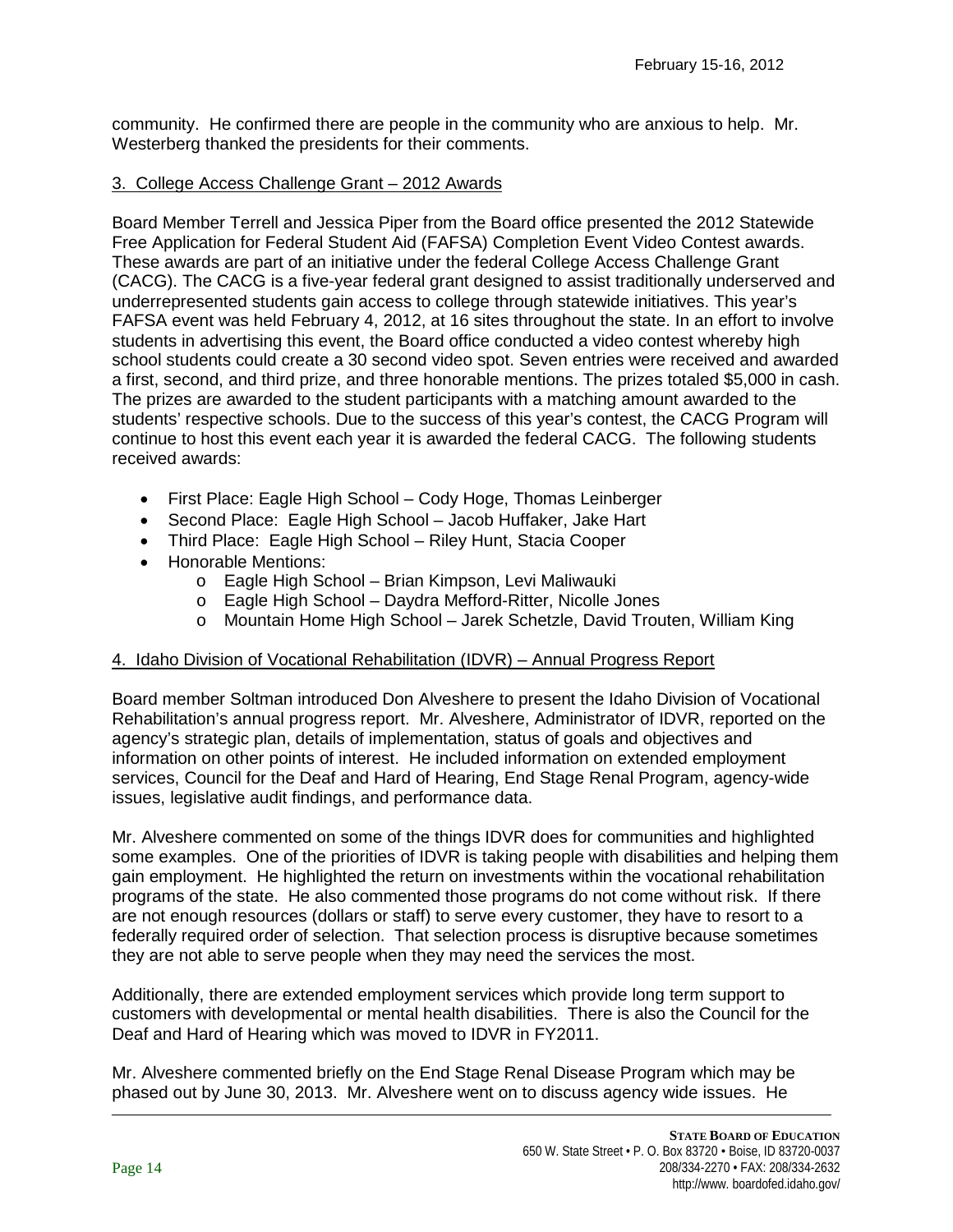community. He confirmed there are people in the community who are anxious to help. Mr. Westerberg thanked the presidents for their comments.

3. College Access Challenge Grant – 2012 Awards

Board Member Terrell and Jessica Piper from the Board office presented the 2012 Statewide Free Application for Federal Student Aid (FAFSA) Completion Event Video Contest awards. These awards are part of an initiative under the federal College Access Challenge Grant (CACG). The CACG is a five-year federal grant designed to assist traditionally underserved and underrepresented students gain access to college through statewide initiatives. This year's FAFSA event was held February 4, 2012, at 16 sites throughout the state. In an effort to involve students in advertising this event, the Board office conducted a video contest whereby high school students could create a 30 second video spot. Seven entries were received and awarded a first, second, and third prize, and three honorable mentions. The prizes totaled $5,000 in cash. The prizes are awarded to the student participants with a matching amount awarded to the students' respective schools. Due to the success of this year's contest, the CACG Program will continue to host this event each year it is awarded the federal CACG. The following students received awards:

- First Place: Eagle High School – Cody Hoge, Thomas Leinberger
- Second Place: Eagle High School – Jacob Huffaker, Jake Hart
- Third Place: Eagle High School – Riley Hunt, Stacia Cooper
- Honorable Mentions:
  - Eagle High School – Brian Kimpson, Levi Maliwauki
  - Eagle High School – Daydra Mefford-Ritter, Nicolle Jones
  - Mountain Home High School – Jarek Schetzle, David Trouten, William King

4. Idaho Division of Vocational Rehabilitation (IDVR) – Annual Progress Report

Board member Soltman introduced Don Alveshere to present the Idaho Division of Vocational Rehabilitation's annual progress report. Mr. Alveshere, Administrator of IDVR, reported on the agency's strategic plan, details of implementation, status of goals and objectives and information on other points of interest. He included information on extended employment services, Council for the Deaf and Hard of Hearing, End Stage Renal Program, agency-wide issues, legislative audit findings, and performance data.

Mr. Alveshere commented on some of the things IDVR does for communities and highlighted some examples. One of the priorities of IDVR is taking people with disabilities and helping them gain employment. He highlighted the return on investments within the vocational rehabilitation programs of the state. He also commented those programs do not come without risk. If there are not enough resources (dollars or staff) to serve every customer, they have to resort to a federally required order of selection. That selection process is disruptive because sometimes they are not able to serve people when they may need the services the most.

Additionally, there are extended employment services which provide long term support to customers with developmental or mental health disabilities. There is also the Council for the Deaf and Hard of Hearing which was moved to IDVR in FY2011.

Mr. Alveshere commented briefly on the End Stage Renal Disease Program which may be phased out by June 30, 2013. Mr. Alveshere went on to discuss agency wide issues. He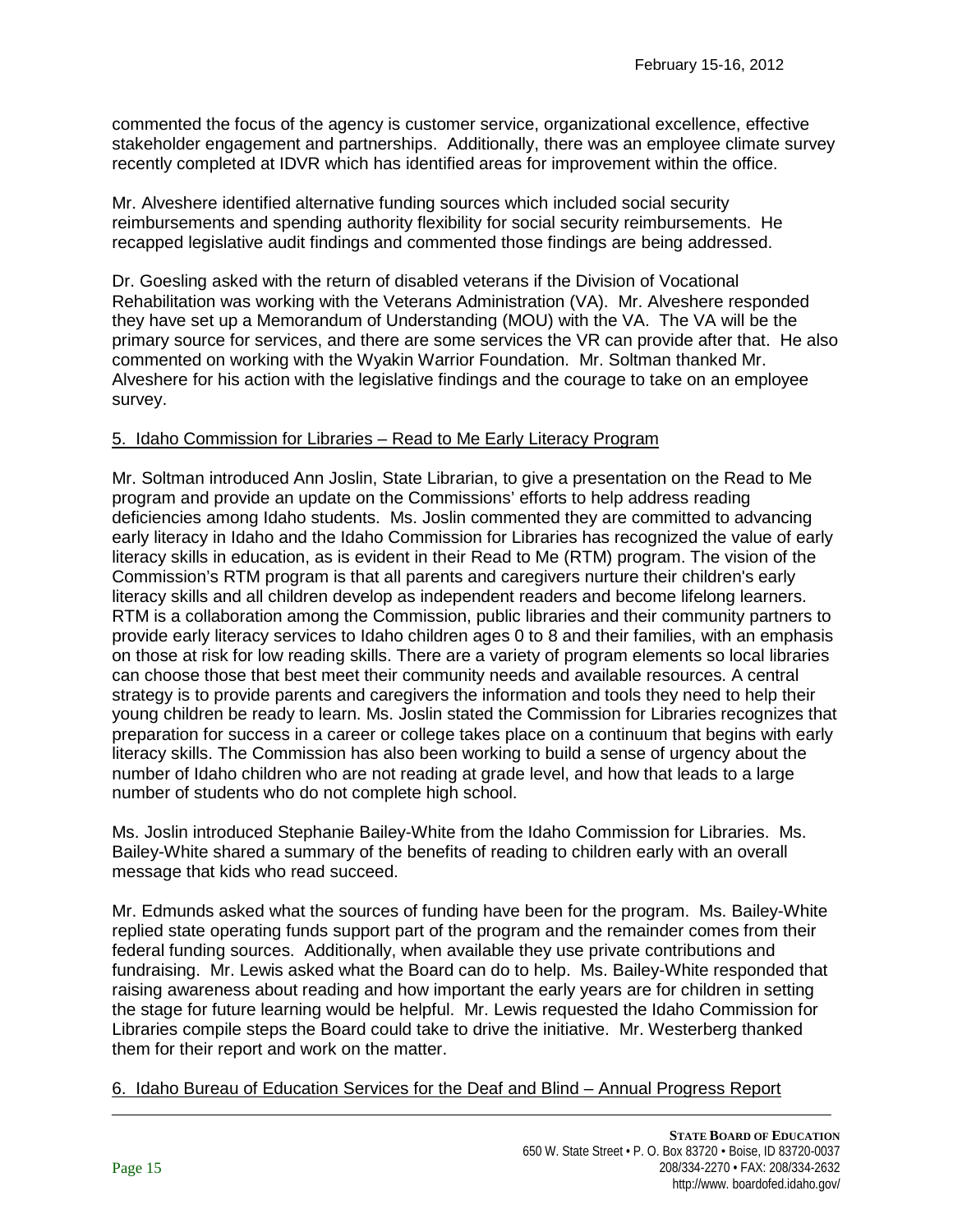commented the focus of the agency is customer service, organizational excellence, effective stakeholder engagement and partnerships. Additionally, there was an employee climate survey recently completed at IDVR which has identified areas for improvement within the office.

Mr. Alveshere identified alternative funding sources which included social security reimbursements and spending authority flexibility for social security reimbursements. He recapped legislative audit findings and commented those findings are being addressed.

Dr. Goesling asked with the return of disabled veterans if the Division of Vocational Rehabilitation was working with the Veterans Administration (VA). Mr. Alveshere responded they have set up a Memorandum of Understanding (MOU) with the VA. The VA will be the primary source for services, and there are some services the VR can provide after that. He also commented on working with the Wyakin Warrior Foundation. Mr. Soltman thanked Mr. Alveshere for his action with the legislative findings and the courage to take on an employee survey.

5. Idaho Commission for Libraries – Read to Me Early Literacy Program

Mr. Soltman introduced Ann Joslin, State Librarian, to give a presentation on the Read to Me program and provide an update on the Commissions' efforts to help address reading deficiencies among Idaho students. Ms. Joslin commented they are committed to advancing early literacy in Idaho and the Idaho Commission for Libraries has recognized the value of early literacy skills in education, as is evident in their Read to Me (RTM) program. The vision of the Commission's RTM program is that all parents and caregivers nurture their children's early literacy skills and all children develop as independent readers and become lifelong learners. RTM is a collaboration among the Commission, public libraries and their community partners to provide early literacy services to Idaho children ages 0 to 8 and their families, with an emphasis on those at risk for low reading skills. There are a variety of program elements so local libraries can choose those that best meet their community needs and available resources. A central strategy is to provide parents and caregivers the information and tools they need to help their young children be ready to learn. Ms. Joslin stated the Commission for Libraries recognizes that preparation for success in a career or college takes place on a continuum that begins with early literacy skills. The Commission has also been working to build a sense of urgency about the number of Idaho children who are not reading at grade level, and how that leads to a large number of students who do not complete high school.

Ms. Joslin introduced Stephanie Bailey-White from the Idaho Commission for Libraries. Ms. Bailey-White shared a summary of the benefits of reading to children early with an overall message that kids who read succeed.

Mr. Edmunds asked what the sources of funding have been for the program. Ms. Bailey-White replied state operating funds support part of the program and the remainder comes from their federal funding sources. Additionally, when available they use private contributions and fundraising. Mr. Lewis asked what the Board can do to help. Ms. Bailey-White responded that raising awareness about reading and how important the early years are for children in setting the stage for future learning would be helpful. Mr. Lewis requested the Idaho Commission for Libraries compile steps the Board could take to drive the initiative. Mr. Westerberg thanked them for their report and work on the matter.

6. Idaho Bureau of Education Services for the Deaf and Blind – Annual Progress Report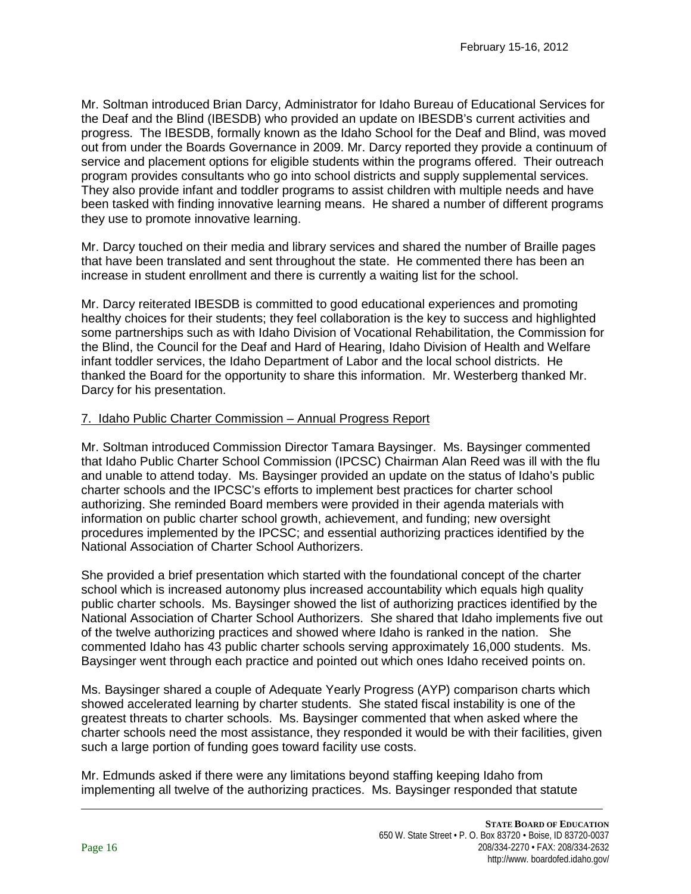Mr. Soltman introduced Brian Darcy, Administrator for Idaho Bureau of Educational Services for the Deaf and the Blind (IBESDB) who provided an update on IBESDB's current activities and progress. The IBESDB, formally known as the Idaho School for the Deaf and Blind, was moved out from under the Boards Governance in 2009. Mr. Darcy reported they provide a continuum of service and placement options for eligible students within the programs offered. Their outreach program provides consultants who go into school districts and supply supplemental services. They also provide infant and toddler programs to assist children with multiple needs and have been tasked with finding innovative learning means. He shared a number of different programs they use to promote innovative learning.

Mr. Darcy touched on their media and library services and shared the number of Braille pages that have been translated and sent throughout the state. He commented there has been an increase in student enrollment and there is currently a waiting list for the school.

Mr. Darcy reiterated IBESDB is committed to good educational experiences and promoting healthy choices for their students; they feel collaboration is the key to success and highlighted some partnerships such as with Idaho Division of Vocational Rehabilitation, the Commission for the Blind, the Council for the Deaf and Hard of Hearing, Idaho Division of Health and Welfare infant toddler services, the Idaho Department of Labor and the local school districts. He thanked the Board for the opportunity to share this information. Mr. Westerberg thanked Mr. Darcy for his presentation.

7. Idaho Public Charter Commission – Annual Progress Report

Mr. Soltman introduced Commission Director Tamara Baysinger. Ms. Baysinger commented that Idaho Public Charter School Commission (IPCSC) Chairman Alan Reed was ill with the flu and unable to attend today. Ms. Baysinger provided an update on the status of Idaho's public charter schools and the IPCSC's efforts to implement best practices for charter school authorizing. She reminded Board members were provided in their agenda materials with information on public charter school growth, achievement, and funding; new oversight procedures implemented by the IPCSC; and essential authorizing practices identified by the National Association of Charter School Authorizers.

She provided a brief presentation which started with the foundational concept of the charter school which is increased autonomy plus increased accountability which equals high quality public charter schools. Ms. Baysinger showed the list of authorizing practices identified by the National Association of Charter School Authorizers. She shared that Idaho implements five out of the twelve authorizing practices and showed where Idaho is ranked in the nation. She commented Idaho has 43 public charter schools serving approximately 16,000 students. Ms. Baysinger went through each practice and pointed out which ones Idaho received points on.

Ms. Baysinger shared a couple of Adequate Yearly Progress (AYP) comparison charts which showed accelerated learning by charter students. She stated fiscal instability is one of the greatest threats to charter schools. Ms. Baysinger commented that when asked where the charter schools need the most assistance, they responded it would be with their facilities, given such a large portion of funding goes toward facility use costs.

Mr. Edmunds asked if there were any limitations beyond staffing keeping Idaho from implementing all twelve of the authorizing practices. Ms. Baysinger responded that statute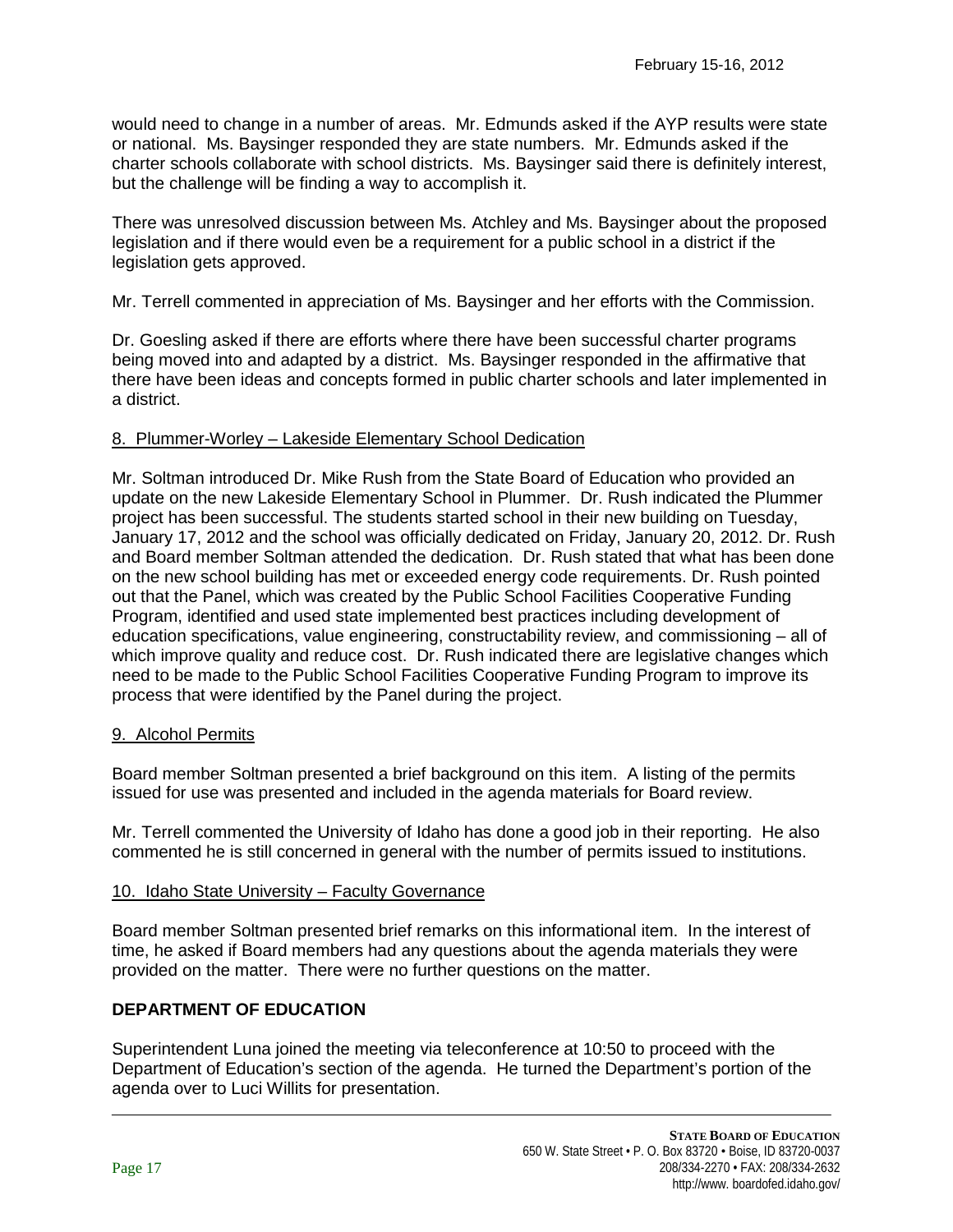would need to change in a number of areas. Mr. Edmunds asked if the AYP results were state or national. Ms. Baysinger responded they are state numbers. Mr. Edmunds asked if the charter schools collaborate with school districts. Ms. Baysinger said there is definitely interest, but the challenge will be finding a way to accomplish it.

There was unresolved discussion between Ms. Atchley and Ms. Baysinger about the proposed legislation and if there would even be a requirement for a public school in a district if the legislation gets approved.

Mr. Terrell commented in appreciation of Ms. Baysinger and her efforts with the Commission.

Dr. Goesling asked if there are efforts where there have been successful charter programs being moved into and adapted by a district. Ms. Baysinger responded in the affirmative that there have been ideas and concepts formed in public charter schools and later implemented in a district.

8. Plummer-Worley – Lakeside Elementary School Dedication

Mr. Soltman introduced Dr. Mike Rush from the State Board of Education who provided an update on the new Lakeside Elementary School in Plummer. Dr. Rush indicated the Plummer project has been successful. The students started school in their new building on Tuesday, January 17, 2012 and the school was officially dedicated on Friday, January 20, 2012. Dr. Rush and Board member Soltman attended the dedication. Dr. Rush stated that what has been done on the new school building has met or exceeded energy code requirements. Dr. Rush pointed out that the Panel, which was created by the Public School Facilities Cooperative Funding Program, identified and used state implemented best practices including development of education specifications, value engineering, constructability review, and commissioning – all of which improve quality and reduce cost. Dr. Rush indicated there are legislative changes which need to be made to the Public School Facilities Cooperative Funding Program to improve its process that were identified by the Panel during the project.

9. Alcohol Permits

Board member Soltman presented a brief background on this item. A listing of the permits issued for use was presented and included in the agenda materials for Board review.

Mr. Terrell commented the University of Idaho has done a good job in their reporting. He also commented he is still concerned in general with the number of permits issued to institutions.

10. Idaho State University – Faculty Governance

Board member Soltman presented brief remarks on this informational item. In the interest of time, he asked if Board members had any questions about the agenda materials they were provided on the matter. There were no further questions on the matter.

**DEPARTMENT OF EDUCATION**

Superintendent Luna joined the meeting via teleconference at 10:50 to proceed with the Department of Education's section of the agenda. He turned the Department's portion of the agenda over to Luci Willits for presentation.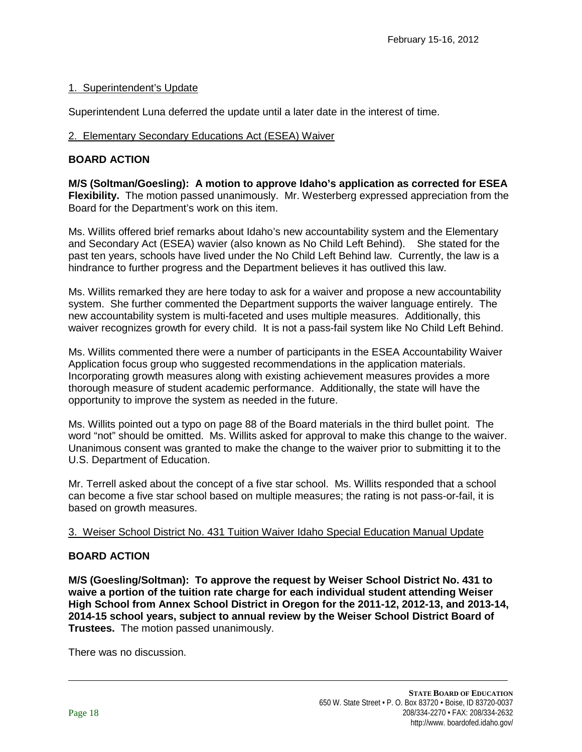February 15-16, 2012

1. Superintendent's Update

Superintendent Luna deferred the update until a later date in the interest of time.

2. Elementary Secondary Educations Act (ESEA) Waiver

**BOARD ACTION**

**M/S (Soltman/Goesling): A motion to approve Idaho's application as corrected for ESEA Flexibility.** The motion passed unanimously. Mr. Westerberg expressed appreciation from the Board for the Department's work on this item.

Ms. Willits offered brief remarks about Idaho's new accountability system and the Elementary and Secondary Act (ESEA) wavier (also known as No Child Left Behind). She stated for the past ten years, schools have lived under the No Child Left Behind law. Currently, the law is a hindrance to further progress and the Department believes it has outlived this law.

Ms. Willits remarked they are here today to ask for a waiver and propose a new accountability system. She further commented the Department supports the waiver language entirely. The new accountability system is multi-faceted and uses multiple measures. Additionally, this waiver recognizes growth for every child. It is not a pass-fail system like No Child Left Behind.

Ms. Willits commented there were a number of participants in the ESEA Accountability Waiver Application focus group who suggested recommendations in the application materials. Incorporating growth measures along with existing achievement measures provides a more thorough measure of student academic performance. Additionally, the state will have the opportunity to improve the system as needed in the future.

Ms. Willits pointed out a typo on page 88 of the Board materials in the third bullet point. The word "not" should be omitted. Ms. Willits asked for approval to make this change to the waiver. Unanimous consent was granted to make the change to the waiver prior to submitting it to the U.S. Department of Education.

Mr. Terrell asked about the concept of a five star school. Ms. Willits responded that a school can become a five star school based on multiple measures; the rating is not pass-or-fail, it is based on growth measures.

3. Weiser School District No. 431 Tuition Waiver Idaho Special Education Manual Update

**BOARD ACTION**

**M/S (Goesling/Soltman): To approve the request by Weiser School District No. 431 to waive a portion of the tuition rate charge for each individual student attending Weiser High School from Annex School District in Oregon for the 2011-12, 2012-13, and 2013-14, 2014-15 school years, subject to annual review by the Weiser School District Board of Trustees.** The motion passed unanimously.

There was no discussion.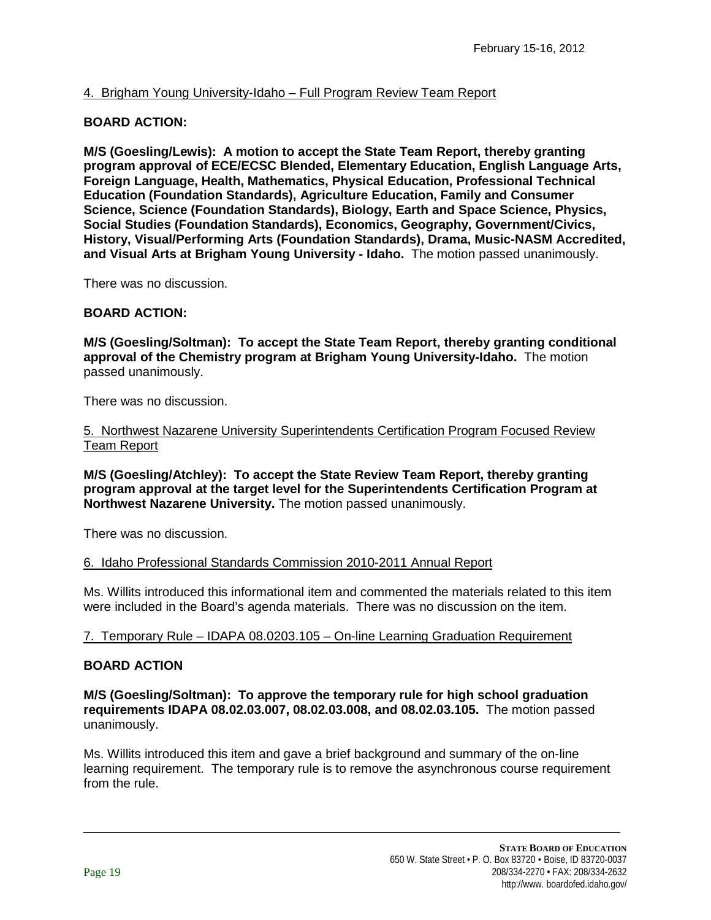4. Brigham Young University-Idaho – Full Program Review Team Report

**BOARD ACTION:**

**M/S (Goesling/Lewis): A motion to accept the State Team Report, thereby granting program approval of ECE/ECSC Blended, Elementary Education, English Language Arts, Foreign Language, Health, Mathematics, Physical Education, Professional Technical Education (Foundation Standards), Agriculture Education, Family and Consumer Science, Science (Foundation Standards), Biology, Earth and Space Science, Physics, Social Studies (Foundation Standards), Economics, Geography, Government/Civics, History, Visual/Performing Arts (Foundation Standards), Drama, Music-NASM Accredited, and Visual Arts at Brigham Young University - Idaho.** The motion passed unanimously.

There was no discussion.

**BOARD ACTION:**

**M/S (Goesling/Soltman): To accept the State Team Report, thereby granting conditional approval of the Chemistry program at Brigham Young University-Idaho.** The motion passed unanimously.

There was no discussion.

5. Northwest Nazarene University Superintendents Certification Program Focused Review Team Report

**M/S (Goesling/Atchley): To accept the State Review Team Report, thereby granting program approval at the target level for the Superintendents Certification Program at Northwest Nazarene University.** The motion passed unanimously.

There was no discussion.

6. Idaho Professional Standards Commission 2010-2011 Annual Report

Ms. Willits introduced this informational item and commented the materials related to this item were included in the Board's agenda materials. There was no discussion on the item.

7. Temporary Rule – IDAPA 08.0203.105 – On-line Learning Graduation Requirement

**BOARD ACTION**

**M/S (Goesling/Soltman): To approve the temporary rule for high school graduation requirements IDAPA 08.02.03.007, 08.02.03.008, and 08.02.03.105.** The motion passed unanimously.

Ms. Willits introduced this item and gave a brief background and summary of the on-line learning requirement. The temporary rule is to remove the asynchronous course requirement from the rule.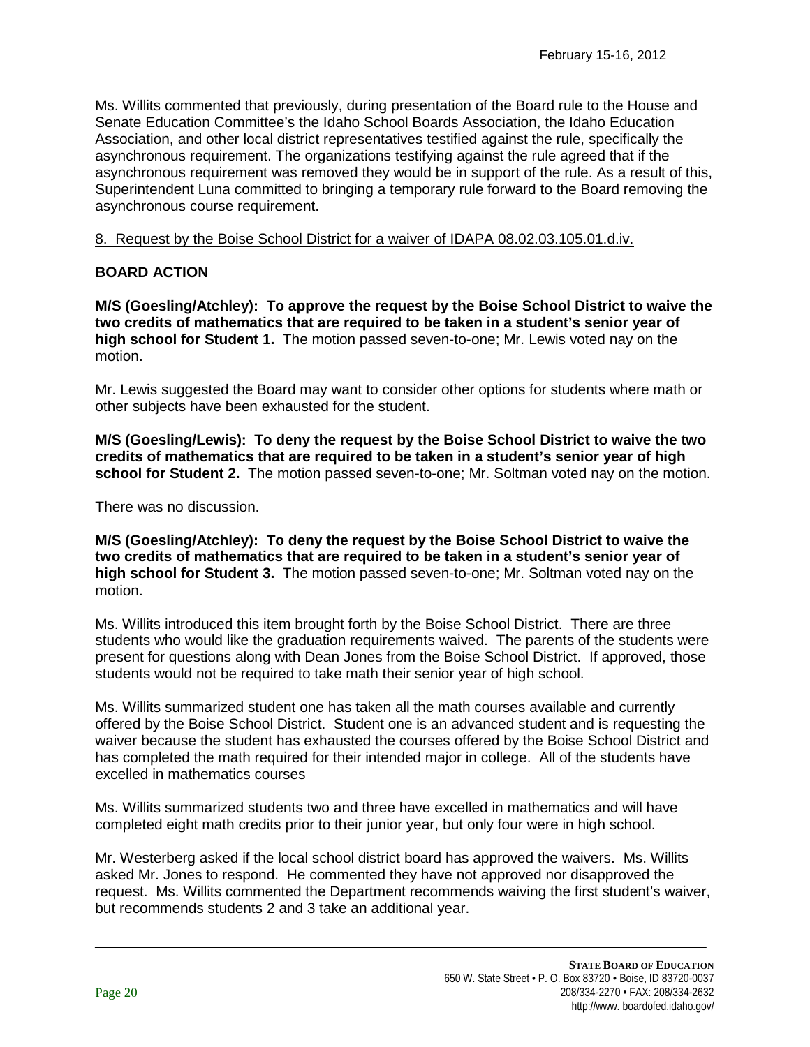Ms. Willits commented that previously, during presentation of the Board rule to the House and Senate Education Committee's the Idaho School Boards Association, the Idaho Education Association, and other local district representatives testified against the rule, specifically the asynchronous requirement. The organizations testifying against the rule agreed that if the asynchronous requirement was removed they would be in support of the rule. As a result of this, Superintendent Luna committed to bringing a temporary rule forward to the Board removing the asynchronous course requirement.

8. Request by the Boise School District for a waiver of IDAPA 08.02.03.105.01.d.iv.

**BOARD ACTION**

**M/S (Goesling/Atchley): To approve the request by the Boise School District to waive the two credits of mathematics that are required to be taken in a student's senior year of high school for Student 1.** The motion passed seven-to-one; Mr. Lewis voted nay on the motion.

Mr. Lewis suggested the Board may want to consider other options for students where math or other subjects have been exhausted for the student.

**M/S (Goesling/Lewis): To deny the request by the Boise School District to waive the two credits of mathematics that are required to be taken in a student's senior year of high school for Student 2.** The motion passed seven-to-one; Mr. Soltman voted nay on the motion.

There was no discussion.

**M/S (Goesling/Atchley): To deny the request by the Boise School District to waive the two credits of mathematics that are required to be taken in a student's senior year of high school for Student 3.** The motion passed seven-to-one; Mr. Soltman voted nay on the motion.

Ms. Willits introduced this item brought forth by the Boise School District. There are three students who would like the graduation requirements waived. The parents of the students were present for questions along with Dean Jones from the Boise School District. If approved, those students would not be required to take math their senior year of high school.

Ms. Willits summarized student one has taken all the math courses available and currently offered by the Boise School District. Student one is an advanced student and is requesting the waiver because the student has exhausted the courses offered by the Boise School District and has completed the math required for their intended major in college. All of the students have excelled in mathematics courses

Ms. Willits summarized students two and three have excelled in mathematics and will have completed eight math credits prior to their junior year, but only four were in high school.

Mr. Westerberg asked if the local school district board has approved the waivers. Ms. Willits asked Mr. Jones to respond. He commented they have not approved nor disapproved the request. Ms. Willits commented the Department recommends waiving the first student's waiver, but recommends students 2 and 3 take an additional year.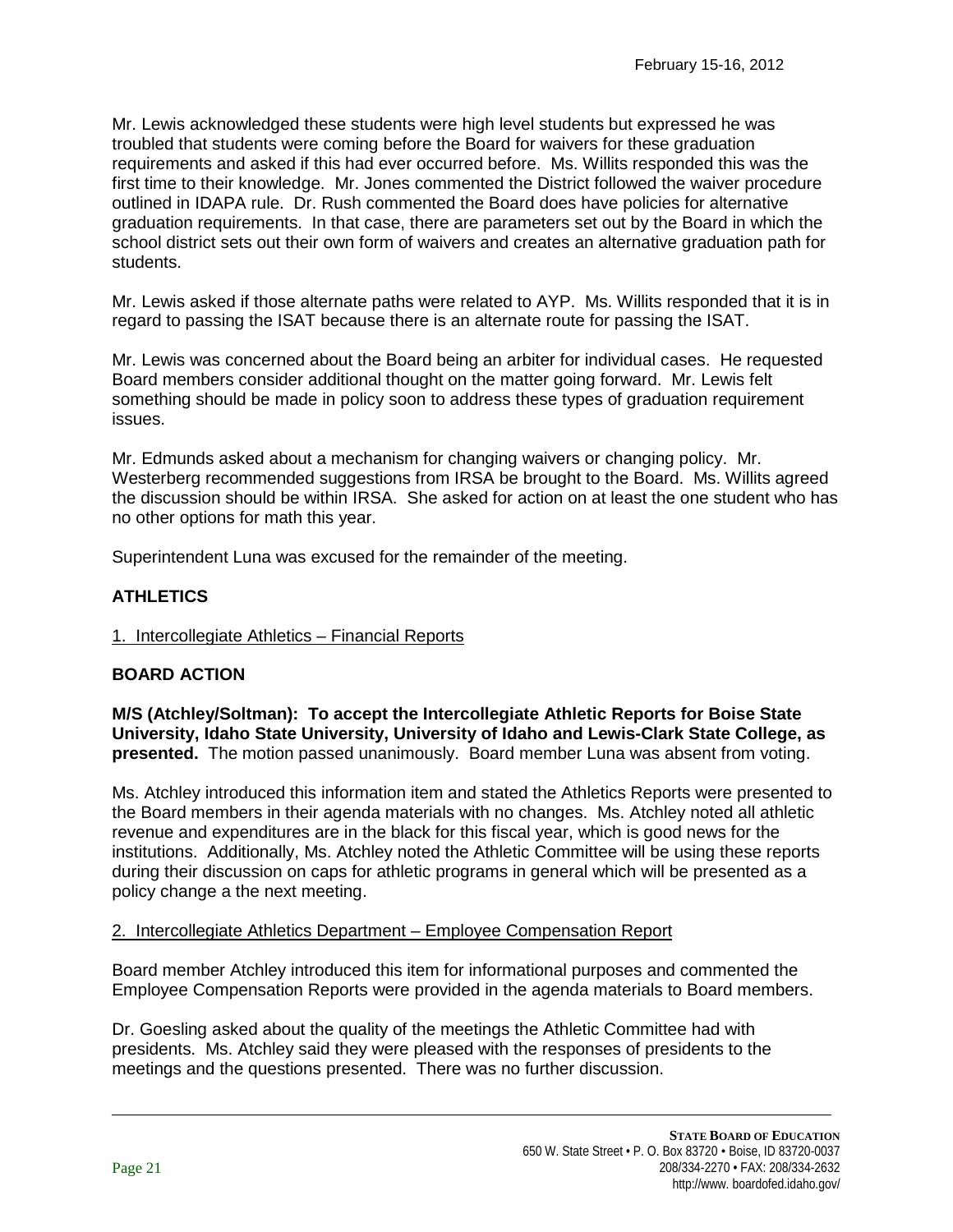Mr. Lewis acknowledged these students were high level students but expressed he was troubled that students were coming before the Board for waivers for these graduation requirements and asked if this had ever occurred before. Ms. Willits responded this was the first time to their knowledge. Mr. Jones commented the District followed the waiver procedure outlined in IDAPA rule. Dr. Rush commented the Board does have policies for alternative graduation requirements. In that case, there are parameters set out by the Board in which the school district sets out their own form of waivers and creates an alternative graduation path for students.

Mr. Lewis asked if those alternate paths were related to AYP. Ms. Willits responded that it is in regard to passing the ISAT because there is an alternate route for passing the ISAT.

Mr. Lewis was concerned about the Board being an arbiter for individual cases. He requested Board members consider additional thought on the matter going forward. Mr. Lewis felt something should be made in policy soon to address these types of graduation requirement issues.

Mr. Edmunds asked about a mechanism for changing waivers or changing policy. Mr. Westerberg recommended suggestions from IRSA be brought to the Board. Ms. Willits agreed the discussion should be within IRSA. She asked for action on at least the one student who has no other options for math this year.

Superintendent Luna was excused for the remainder of the meeting.

## ATHLETICS

1. Intercollegiate Athletics – Financial Reports

### BOARD ACTION

**M/S (Atchley/Soltman): To accept the Intercollegiate Athletic Reports for Boise State University, Idaho State University, University of Idaho and Lewis-Clark State College, as presented.** The motion passed unanimously. Board member Luna was absent from voting.

Ms. Atchley introduced this information item and stated the Athletics Reports were presented to the Board members in their agenda materials with no changes. Ms. Atchley noted all athletic revenue and expenditures are in the black for this fiscal year, which is good news for the institutions. Additionally, Ms. Atchley noted the Athletic Committee will be using these reports during their discussion on caps for athletic programs in general which will be presented as a policy change a the next meeting.

2. Intercollegiate Athletics Department – Employee Compensation Report

Board member Atchley introduced this item for informational purposes and commented the Employee Compensation Reports were provided in the agenda materials to Board members.

Dr. Goesling asked about the quality of the meetings the Athletic Committee had with presidents. Ms. Atchley said they were pleased with the responses of presidents to the meetings and the questions presented. There was no further discussion.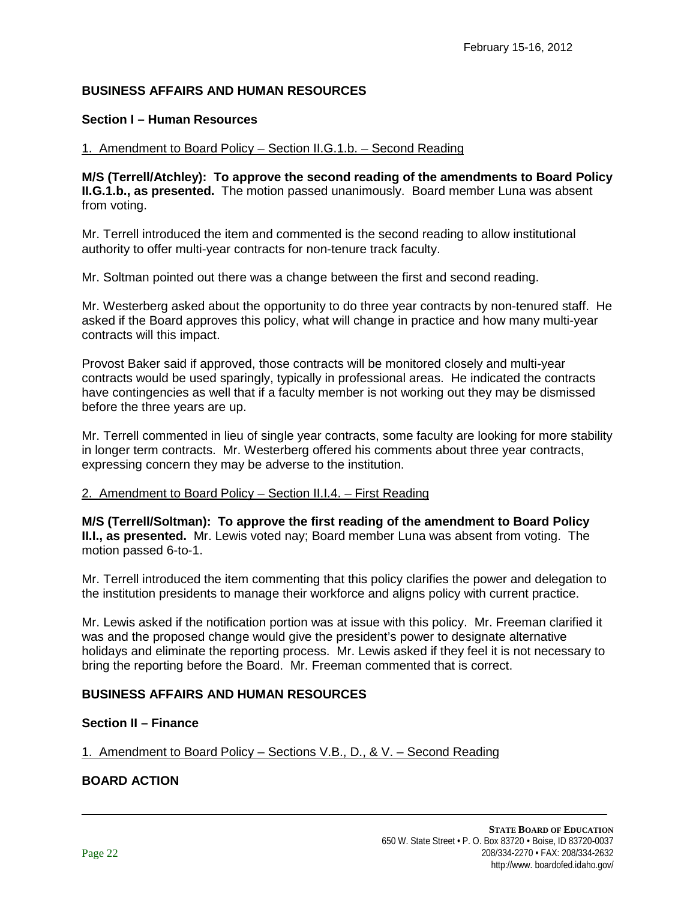## BUSINESS AFFAIRS AND HUMAN RESOURCES

### Section I – Human Resources

1. Amendment to Board Policy – Section II.G.1.b. – Second Reading

**M/S (Terrell/Atchley): To approve the second reading of the amendments to Board Policy II.G.1.b., as presented.** The motion passed unanimously. Board member Luna was absent from voting.

Mr. Terrell introduced the item and commented is the second reading to allow institutional authority to offer multi-year contracts for non-tenure track faculty.

Mr. Soltman pointed out there was a change between the first and second reading.

Mr. Westerberg asked about the opportunity to do three year contracts by non-tenured staff. He asked if the Board approves this policy, what will change in practice and how many multi-year contracts will this impact.

Provost Baker said if approved, those contracts will be monitored closely and multi-year contracts would be used sparingly, typically in professional areas. He indicated the contracts have contingencies as well that if a faculty member is not working out they may be dismissed before the three years are up.

Mr. Terrell commented in lieu of single year contracts, some faculty are looking for more stability in longer term contracts. Mr. Westerberg offered his comments about three year contracts, expressing concern they may be adverse to the institution.

2. Amendment to Board Policy – Section II.I.4. – First Reading

**M/S (Terrell/Soltman): To approve the first reading of the amendment to Board Policy II.I., as presented.** Mr. Lewis voted nay; Board member Luna was absent from voting. The motion passed 6-to-1.

Mr. Terrell introduced the item commenting that this policy clarifies the power and delegation to the institution presidents to manage their workforce and aligns policy with current practice.

Mr. Lewis asked if the notification portion was at issue with this policy. Mr. Freeman clarified it was and the proposed change would give the president's power to designate alternative holidays and eliminate the reporting process. Mr. Lewis asked if they feel it is not necessary to bring the reporting before the Board. Mr. Freeman commented that is correct.

## BUSINESS AFFAIRS AND HUMAN RESOURCES

### Section II – Finance

1. Amendment to Board Policy – Sections V.B., D., & V. – Second Reading

### BOARD ACTION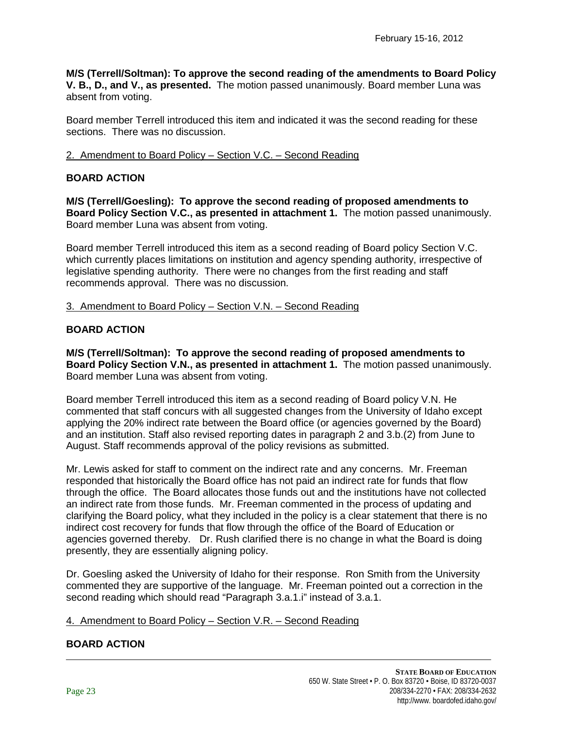**M/S (Terrell/Soltman): To approve the second reading of the amendments to Board Policy V. B., D., and V., as presented.** The motion passed unanimously. Board member Luna was absent from voting.

Board member Terrell introduced this item and indicated it was the second reading for these sections. There was no discussion.

2. Amendment to Board Policy – Section V.C. – Second Reading

**BOARD ACTION**

**M/S (Terrell/Goesling): To approve the second reading of proposed amendments to Board Policy Section V.C., as presented in attachment 1.** The motion passed unanimously. Board member Luna was absent from voting.

Board member Terrell introduced this item as a second reading of Board policy Section V.C. which currently places limitations on institution and agency spending authority, irrespective of legislative spending authority. There were no changes from the first reading and staff recommends approval. There was no discussion.

3. Amendment to Board Policy – Section V.N. – Second Reading

**BOARD ACTION**

**M/S (Terrell/Soltman): To approve the second reading of proposed amendments to Board Policy Section V.N., as presented in attachment 1.** The motion passed unanimously. Board member Luna was absent from voting.

Board member Terrell introduced this item as a second reading of Board policy V.N. He commented that staff concurs with all suggested changes from the University of Idaho except applying the 20% indirect rate between the Board office (or agencies governed by the Board) and an institution. Staff also revised reporting dates in paragraph 2 and 3.b.(2) from June to August. Staff recommends approval of the policy revisions as submitted.

Mr. Lewis asked for staff to comment on the indirect rate and any concerns. Mr. Freeman responded that historically the Board office has not paid an indirect rate for funds that flow through the office. The Board allocates those funds out and the institutions have not collected an indirect rate from those funds. Mr. Freeman commented in the process of updating and clarifying the Board policy, what they included in the policy is a clear statement that there is no indirect cost recovery for funds that flow through the office of the Board of Education or agencies governed thereby. Dr. Rush clarified there is no change in what the Board is doing presently, they are essentially aligning policy.

Dr. Goesling asked the University of Idaho for their response. Ron Smith from the University commented they are supportive of the language. Mr. Freeman pointed out a correction in the second reading which should read "Paragraph 3.a.1.i" instead of 3.a.1.

4. Amendment to Board Policy – Section V.R. – Second Reading

**BOARD ACTION**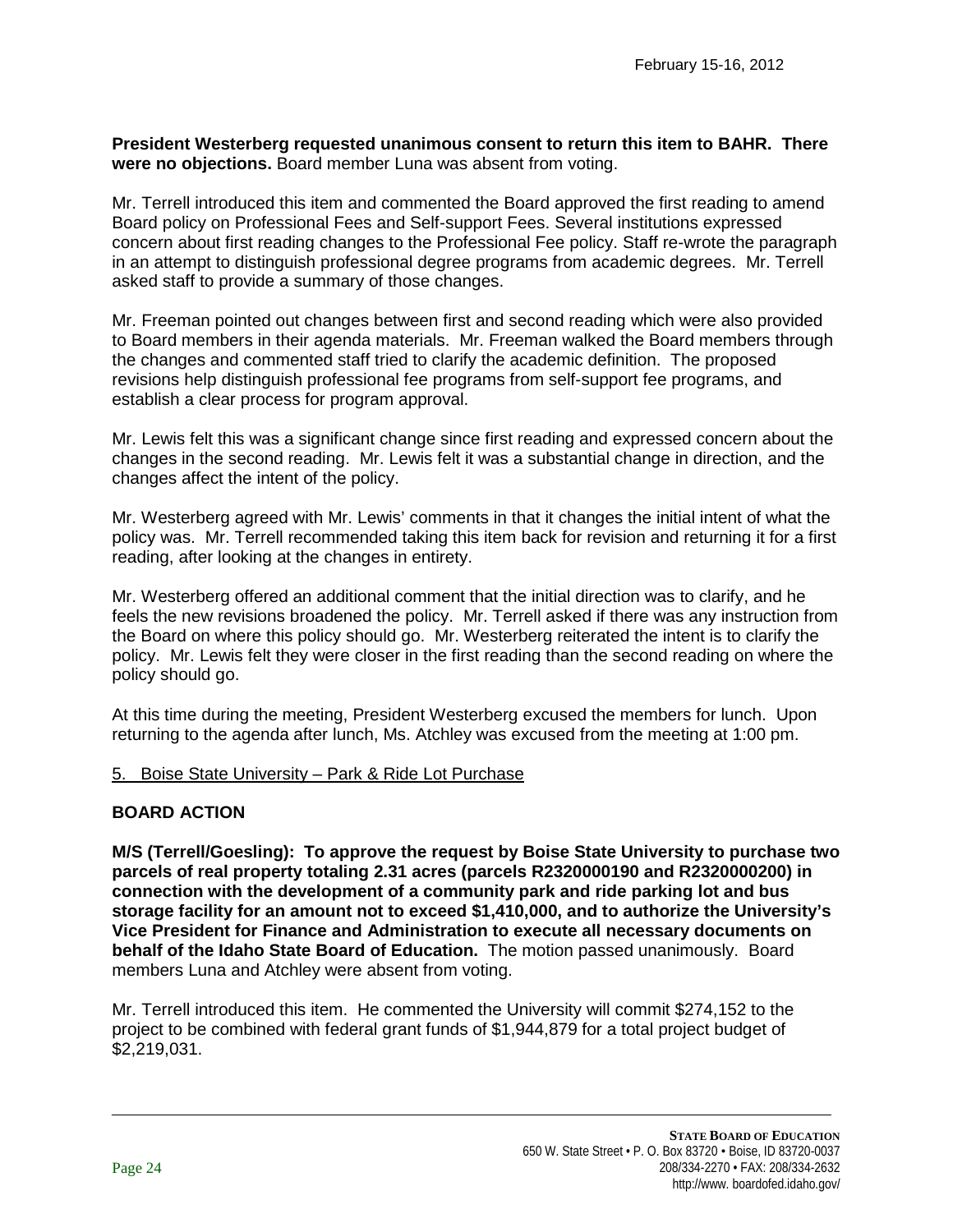**President Westerberg requested unanimous consent to return this item to BAHR. There were no objections.** Board member Luna was absent from voting.

Mr. Terrell introduced this item and commented the Board approved the first reading to amend Board policy on Professional Fees and Self-support Fees. Several institutions expressed concern about first reading changes to the Professional Fee policy. Staff re-wrote the paragraph in an attempt to distinguish professional degree programs from academic degrees. Mr. Terrell asked staff to provide a summary of those changes.

Mr. Freeman pointed out changes between first and second reading which were also provided to Board members in their agenda materials. Mr. Freeman walked the Board members through the changes and commented staff tried to clarify the academic definition. The proposed revisions help distinguish professional fee programs from self-support fee programs, and establish a clear process for program approval.

Mr. Lewis felt this was a significant change since first reading and expressed concern about the changes in the second reading. Mr. Lewis felt it was a substantial change in direction, and the changes affect the intent of the policy.

Mr. Westerberg agreed with Mr. Lewis' comments in that it changes the initial intent of what the policy was. Mr. Terrell recommended taking this item back for revision and returning it for a first reading, after looking at the changes in entirety.

Mr. Westerberg offered an additional comment that the initial direction was to clarify, and he feels the new revisions broadened the policy. Mr. Terrell asked if there was any instruction from the Board on where this policy should go. Mr. Westerberg reiterated the intent is to clarify the policy. Mr. Lewis felt they were closer in the first reading than the second reading on where the policy should go.

At this time during the meeting, President Westerberg excused the members for lunch. Upon returning to the agenda after lunch, Ms. Atchley was excused from the meeting at 1:00 pm.

5. Boise State University – Park & Ride Lot Purchase

**BOARD ACTION**

**M/S (Terrell/Goesling): To approve the request by Boise State University to purchase two parcels of real property totaling 2.31 acres (parcels R2320000190 and R2320000200) in connection with the development of a community park and ride parking lot and bus storage facility for an amount not to exceed $1,410,000, and to authorize the University's Vice President for Finance and Administration to execute all necessary documents on behalf of the Idaho State Board of Education.** The motion passed unanimously. Board members Luna and Atchley were absent from voting.

Mr. Terrell introduced this item. He commented the University will commit $274,152 to the project to be combined with federal grant funds of $1,944,879 for a total project budget of $2,219,031.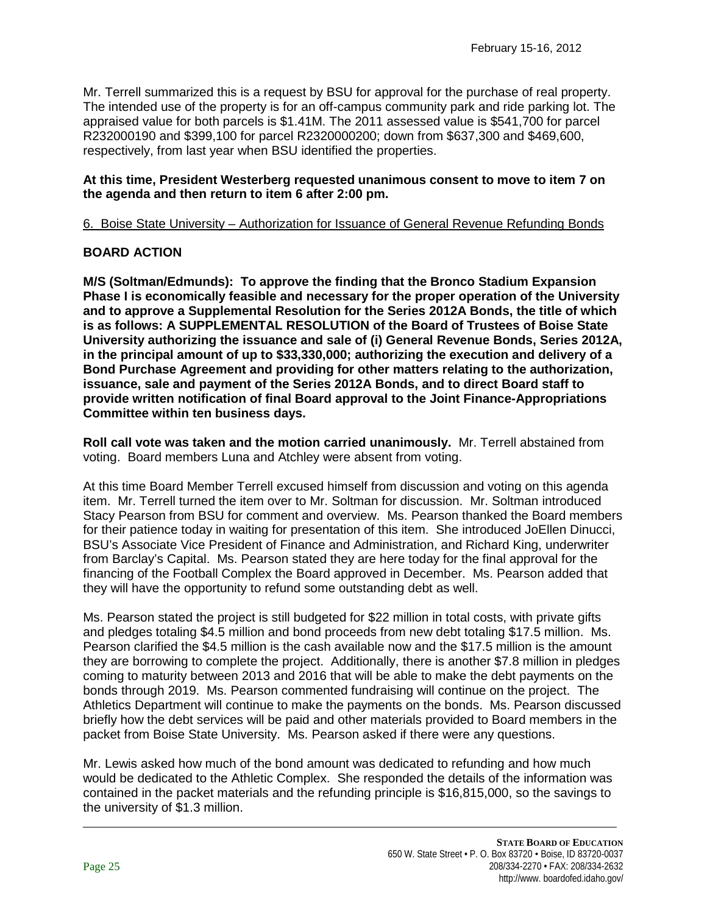Mr. Terrell summarized this is a request by BSU for approval for the purchase of real property. The intended use of the property is for an off-campus community park and ride parking lot. The appraised value for both parcels is $1.41M. The 2011 assessed value is $541,700 for parcel R232000190 and $399,100 for parcel R2320000200; down from $637,300 and $469,600, respectively, from last year when BSU identified the properties.

**At this time, President Westerberg requested unanimous consent to move to item 7 on the agenda and then return to item 6 after 2:00 pm.**

6. Boise State University – Authorization for Issuance of General Revenue Refunding Bonds

**BOARD ACTION**

**M/S (Soltman/Edmunds): To approve the finding that the Bronco Stadium Expansion Phase I is economically feasible and necessary for the proper operation of the University and to approve a Supplemental Resolution for the Series 2012A Bonds, the title of which is as follows: A SUPPLEMENTAL RESOLUTION of the Board of Trustees of Boise State University authorizing the issuance and sale of (i) General Revenue Bonds, Series 2012A, in the principal amount of up to $33,330,000; authorizing the execution and delivery of a Bond Purchase Agreement and providing for other matters relating to the authorization, issuance, sale and payment of the Series 2012A Bonds, and to direct Board staff to provide written notification of final Board approval to the Joint Finance-Appropriations Committee within ten business days.**

**Roll call vote was taken and the motion carried unanimously.** Mr. Terrell abstained from voting. Board members Luna and Atchley were absent from voting.

At this time Board Member Terrell excused himself from discussion and voting on this agenda item. Mr. Terrell turned the item over to Mr. Soltman for discussion. Mr. Soltman introduced Stacy Pearson from BSU for comment and overview. Ms. Pearson thanked the Board members for their patience today in waiting for presentation of this item. She introduced JoEllen Dinucci, BSU's Associate Vice President of Finance and Administration, and Richard King, underwriter from Barclay's Capital. Ms. Pearson stated they are here today for the final approval for the financing of the Football Complex the Board approved in December. Ms. Pearson added that they will have the opportunity to refund some outstanding debt as well.

Ms. Pearson stated the project is still budgeted for $22 million in total costs, with private gifts and pledges totaling $4.5 million and bond proceeds from new debt totaling $17.5 million. Ms. Pearson clarified the $4.5 million is the cash available now and the $17.5 million is the amount they are borrowing to complete the project. Additionally, there is another $7.8 million in pledges coming to maturity between 2013 and 2016 that will be able to make the debt payments on the bonds through 2019. Ms. Pearson commented fundraising will continue on the project. The Athletics Department will continue to make the payments on the bonds. Ms. Pearson discussed briefly how the debt services will be paid and other materials provided to Board members in the packet from Boise State University. Ms. Pearson asked if there were any questions.

Mr. Lewis asked how much of the bond amount was dedicated to refunding and how much would be dedicated to the Athletic Complex. She responded the details of the information was contained in the packet materials and the refunding principle is $16,815,000, so the savings to the university of $1.3 million.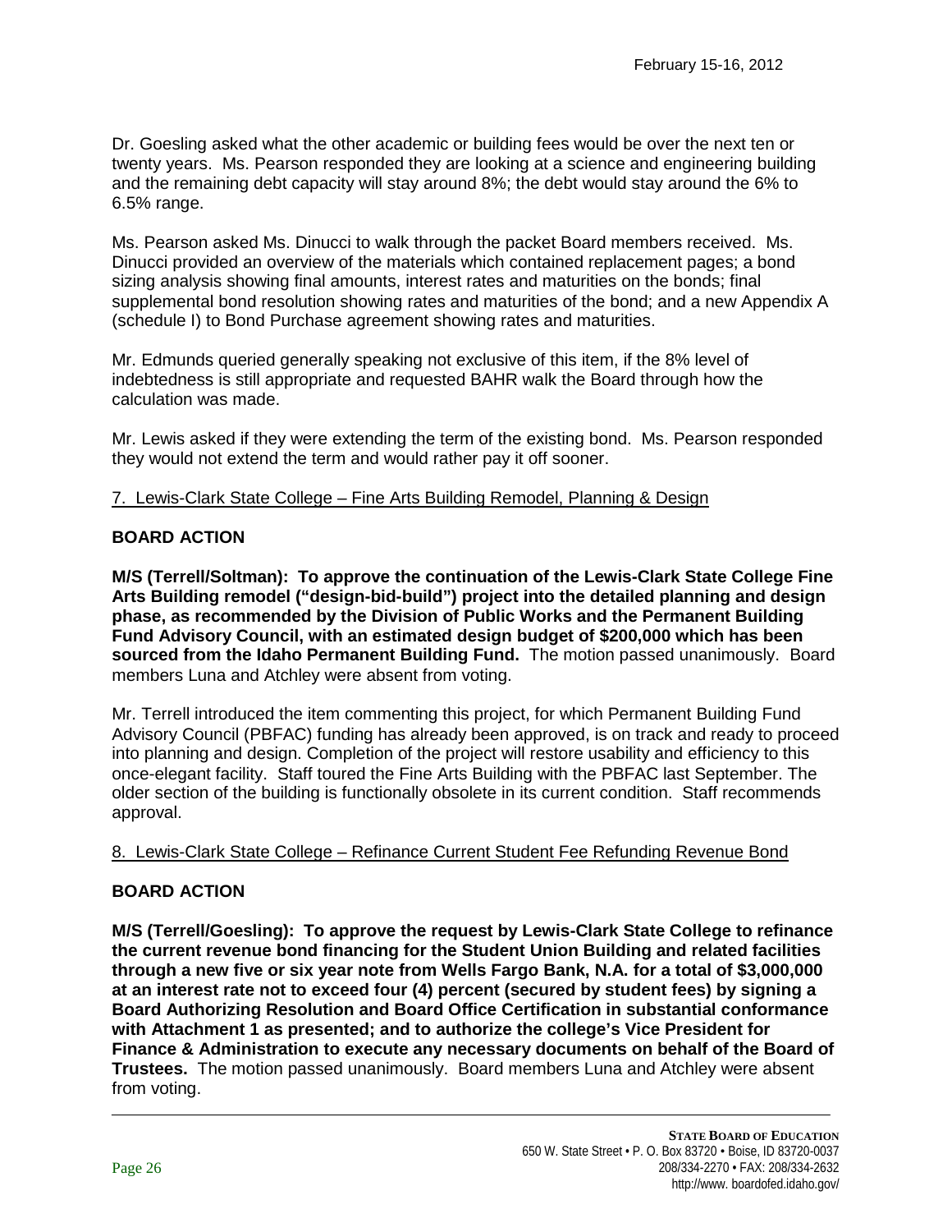Dr. Goesling asked what the other academic or building fees would be over the next ten or twenty years. Ms. Pearson responded they are looking at a science and engineering building and the remaining debt capacity will stay around 8%; the debt would stay around the 6% to 6.5% range.

Ms. Pearson asked Ms. Dinucci to walk through the packet Board members received. Ms. Dinucci provided an overview of the materials which contained replacement pages; a bond sizing analysis showing final amounts, interest rates and maturities on the bonds; final supplemental bond resolution showing rates and maturities of the bond; and a new Appendix A (schedule I) to Bond Purchase agreement showing rates and maturities.

Mr. Edmunds queried generally speaking not exclusive of this item, if the 8% level of indebtedness is still appropriate and requested BAHR walk the Board through how the calculation was made.

Mr. Lewis asked if they were extending the term of the existing bond. Ms. Pearson responded they would not extend the term and would rather pay it off sooner.

7. Lewis-Clark State College – Fine Arts Building Remodel, Planning & Design

**BOARD ACTION**

**M/S (Terrell/Soltman): To approve the continuation of the Lewis-Clark State College Fine Arts Building remodel ("design-bid-build") project into the detailed planning and design phase, as recommended by the Division of Public Works and the Permanent Building Fund Advisory Council, with an estimated design budget of $200,000 which has been sourced from the Idaho Permanent Building Fund.** The motion passed unanimously. Board members Luna and Atchley were absent from voting.

Mr. Terrell introduced the item commenting this project, for which Permanent Building Fund Advisory Council (PBFAC) funding has already been approved, is on track and ready to proceed into planning and design. Completion of the project will restore usability and efficiency to this once-elegant facility. Staff toured the Fine Arts Building with the PBFAC last September. The older section of the building is functionally obsolete in its current condition. Staff recommends approval.

8. Lewis-Clark State College – Refinance Current Student Fee Refunding Revenue Bond

**BOARD ACTION**

**M/S (Terrell/Goesling): To approve the request by Lewis-Clark State College to refinance the current revenue bond financing for the Student Union Building and related facilities through a new five or six year note from Wells Fargo Bank, N.A. for a total of $3,000,000 at an interest rate not to exceed four (4) percent (secured by student fees) by signing a Board Authorizing Resolution and Board Office Certification in substantial conformance with Attachment 1 as presented; and to authorize the college's Vice President for Finance & Administration to execute any necessary documents on behalf of the Board of Trustees.** The motion passed unanimously. Board members Luna and Atchley were absent from voting.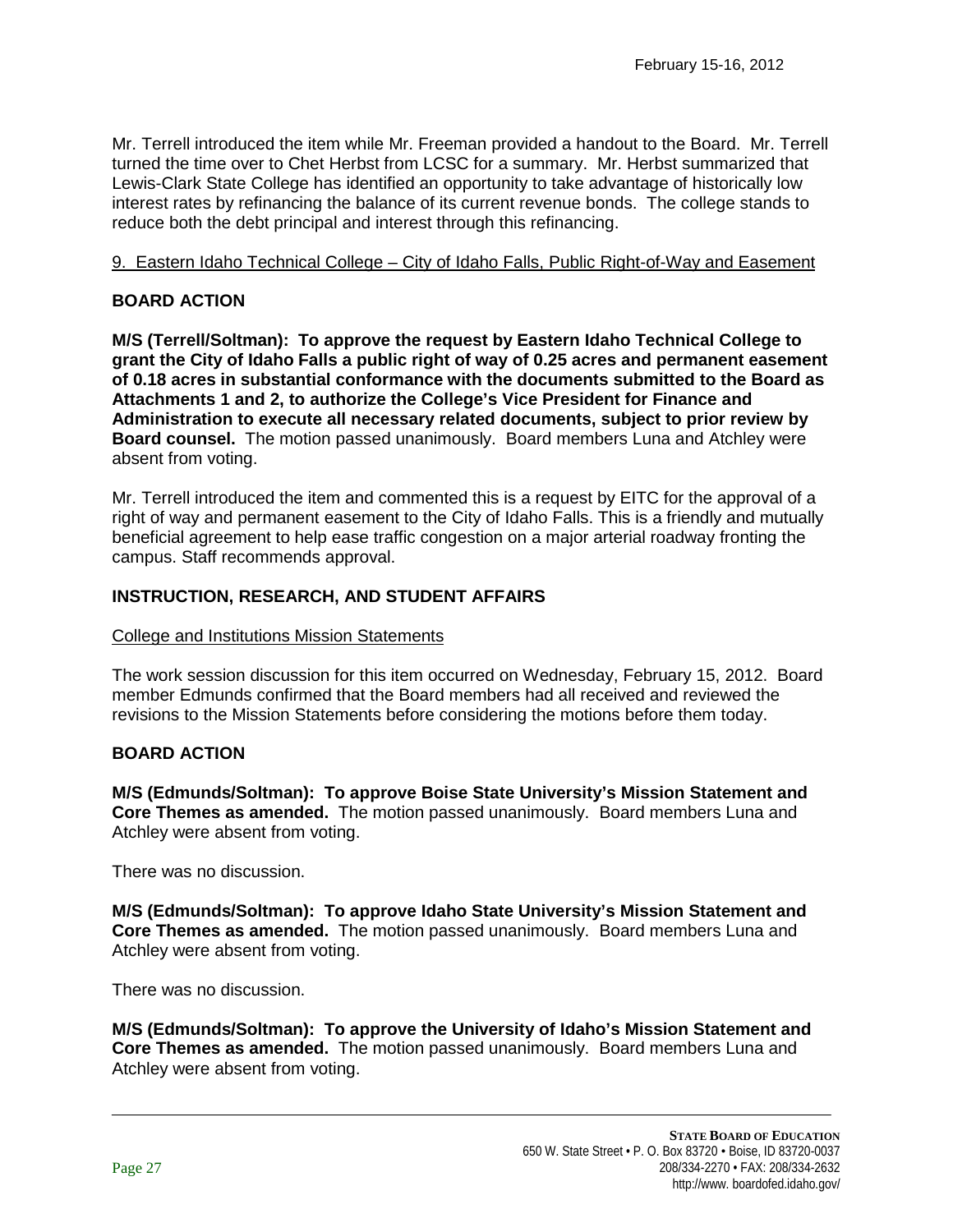Mr. Terrell introduced the item while Mr. Freeman provided a handout to the Board. Mr. Terrell turned the time over to Chet Herbst from LCSC for a summary. Mr. Herbst summarized that Lewis-Clark State College has identified an opportunity to take advantage of historically low interest rates by refinancing the balance of its current revenue bonds. The college stands to reduce both the debt principal and interest through this refinancing.

9. Eastern Idaho Technical College – City of Idaho Falls, Public Right-of-Way and Easement

### BOARD ACTION

**M/S (Terrell/Soltman): To approve the request by Eastern Idaho Technical College to grant the City of Idaho Falls a public right of way of 0.25 acres and permanent easement of 0.18 acres in substantial conformance with the documents submitted to the Board as Attachments 1 and 2, to authorize the College's Vice President for Finance and Administration to execute all necessary related documents, subject to prior review by Board counsel.** The motion passed unanimously. Board members Luna and Atchley were absent from voting.

Mr. Terrell introduced the item and commented this is a request by EITC for the approval of a right of way and permanent easement to the City of Idaho Falls. This is a friendly and mutually beneficial agreement to help ease traffic congestion on a major arterial roadway fronting the campus. Staff recommends approval.

## INSTRUCTION, RESEARCH, AND STUDENT AFFAIRS

College and Institutions Mission Statements

The work session discussion for this item occurred on Wednesday, February 15, 2012. Board member Edmunds confirmed that the Board members had all received and reviewed the revisions to the Mission Statements before considering the motions before them today.

### BOARD ACTION

**M/S (Edmunds/Soltman): To approve Boise State University's Mission Statement and Core Themes as amended.** The motion passed unanimously. Board members Luna and Atchley were absent from voting.

There was no discussion.

**M/S (Edmunds/Soltman): To approve Idaho State University's Mission Statement and Core Themes as amended.** The motion passed unanimously. Board members Luna and Atchley were absent from voting.

There was no discussion.

**M/S (Edmunds/Soltman): To approve the University of Idaho's Mission Statement and Core Themes as amended.** The motion passed unanimously. Board members Luna and Atchley were absent from voting.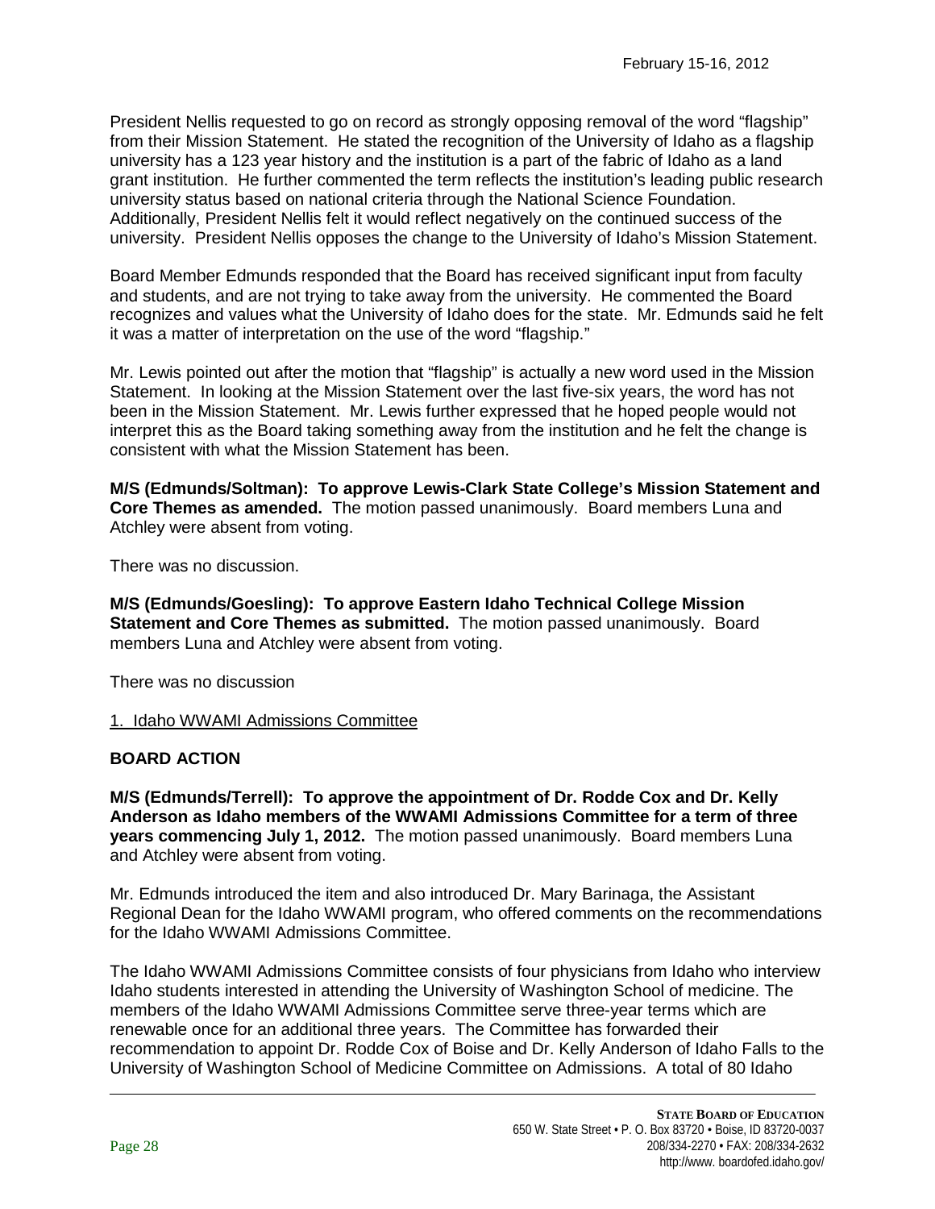President Nellis requested to go on record as strongly opposing removal of the word "flagship" from their Mission Statement. He stated the recognition of the University of Idaho as a flagship university has a 123 year history and the institution is a part of the fabric of Idaho as a land grant institution. He further commented the term reflects the institution's leading public research university status based on national criteria through the National Science Foundation. Additionally, President Nellis felt it would reflect negatively on the continued success of the university. President Nellis opposes the change to the University of Idaho's Mission Statement.

Board Member Edmunds responded that the Board has received significant input from faculty and students, and are not trying to take away from the university. He commented the Board recognizes and values what the University of Idaho does for the state. Mr. Edmunds said he felt it was a matter of interpretation on the use of the word "flagship."

Mr. Lewis pointed out after the motion that "flagship" is actually a new word used in the Mission Statement. In looking at the Mission Statement over the last five-six years, the word has not been in the Mission Statement. Mr. Lewis further expressed that he hoped people would not interpret this as the Board taking something away from the institution and he felt the change is consistent with what the Mission Statement has been.

**M/S (Edmunds/Soltman): To approve Lewis-Clark State College's Mission Statement and Core Themes as amended.** The motion passed unanimously. Board members Luna and Atchley were absent from voting.

There was no discussion.

**M/S (Edmunds/Goesling): To approve Eastern Idaho Technical College Mission Statement and Core Themes as submitted.** The motion passed unanimously. Board members Luna and Atchley were absent from voting.

There was no discussion

1. Idaho WWAMI Admissions Committee

**BOARD ACTION**

**M/S (Edmunds/Terrell): To approve the appointment of Dr. Rodde Cox and Dr. Kelly Anderson as Idaho members of the WWAMI Admissions Committee for a term of three years commencing July 1, 2012.** The motion passed unanimously. Board members Luna and Atchley were absent from voting.

Mr. Edmunds introduced the item and also introduced Dr. Mary Barinaga, the Assistant Regional Dean for the Idaho WWAMI program, who offered comments on the recommendations for the Idaho WWAMI Admissions Committee.

The Idaho WWAMI Admissions Committee consists of four physicians from Idaho who interview Idaho students interested in attending the University of Washington School of medicine. The members of the Idaho WWAMI Admissions Committee serve three-year terms which are renewable once for an additional three years. The Committee has forwarded their recommendation to appoint Dr. Rodde Cox of Boise and Dr. Kelly Anderson of Idaho Falls to the University of Washington School of Medicine Committee on Admissions. A total of 80 Idaho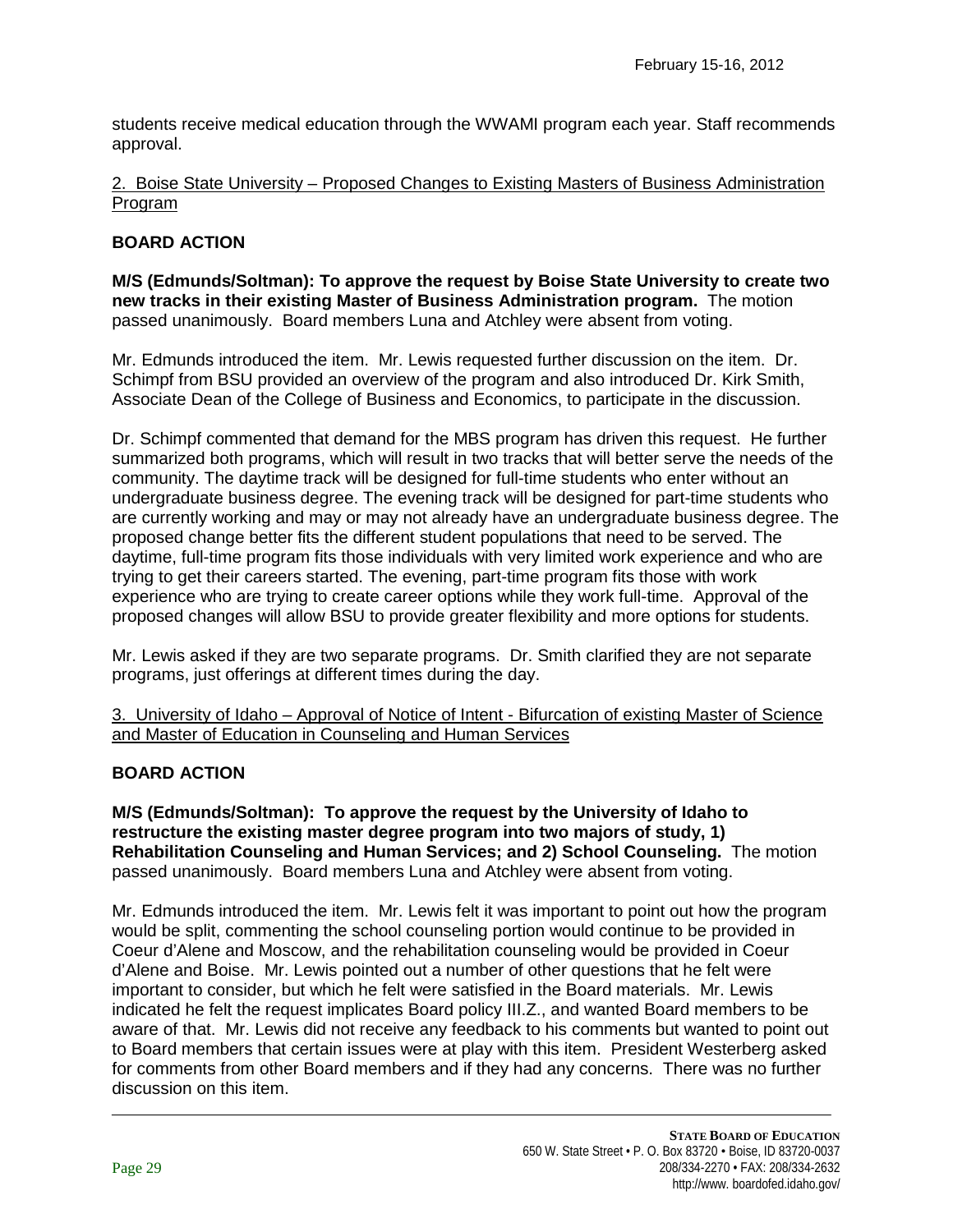students receive medical education through the WWAMI program each year. Staff recommends approval.

2. Boise State University – Proposed Changes to Existing Masters of Business Administration Program

**BOARD ACTION**

**M/S (Edmunds/Soltman): To approve the request by Boise State University to create two new tracks in their existing Master of Business Administration program.** The motion passed unanimously. Board members Luna and Atchley were absent from voting.

Mr. Edmunds introduced the item. Mr. Lewis requested further discussion on the item. Dr. Schimpf from BSU provided an overview of the program and also introduced Dr. Kirk Smith, Associate Dean of the College of Business and Economics, to participate in the discussion.

Dr. Schimpf commented that demand for the MBS program has driven this request. He further summarized both programs, which will result in two tracks that will better serve the needs of the community. The daytime track will be designed for full-time students who enter without an undergraduate business degree. The evening track will be designed for part-time students who are currently working and may or may not already have an undergraduate business degree. The proposed change better fits the different student populations that need to be served. The daytime, full-time program fits those individuals with very limited work experience and who are trying to get their careers started. The evening, part-time program fits those with work experience who are trying to create career options while they work full-time. Approval of the proposed changes will allow BSU to provide greater flexibility and more options for students.

Mr. Lewis asked if they are two separate programs. Dr. Smith clarified they are not separate programs, just offerings at different times during the day.

3. University of Idaho – Approval of Notice of Intent - Bifurcation of existing Master of Science and Master of Education in Counseling and Human Services

**BOARD ACTION**

**M/S (Edmunds/Soltman): To approve the request by the University of Idaho to restructure the existing master degree program into two majors of study, 1) Rehabilitation Counseling and Human Services; and 2) School Counseling.** The motion passed unanimously. Board members Luna and Atchley were absent from voting.

Mr. Edmunds introduced the item. Mr. Lewis felt it was important to point out how the program would be split, commenting the school counseling portion would continue to be provided in Coeur d'Alene and Moscow, and the rehabilitation counseling would be provided in Coeur d'Alene and Boise. Mr. Lewis pointed out a number of other questions that he felt were important to consider, but which he felt were satisfied in the Board materials. Mr. Lewis indicated he felt the request implicates Board policy III.Z., and wanted Board members to be aware of that. Mr. Lewis did not receive any feedback to his comments but wanted to point out to Board members that certain issues were at play with this item. President Westerberg asked for comments from other Board members and if they had any concerns. There was no further discussion on this item.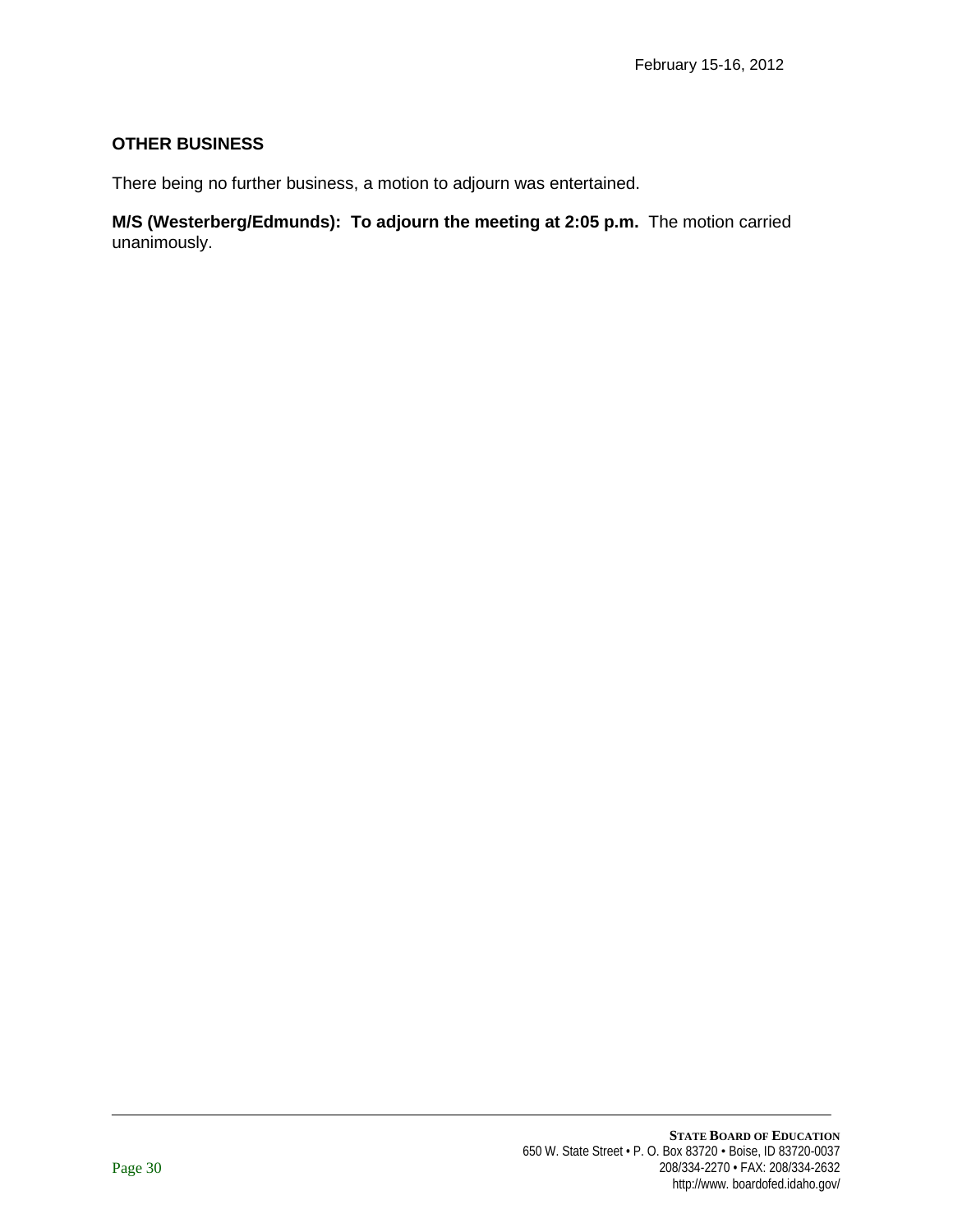**OTHER BUSINESS**

There being no further business, a motion to adjourn was entertained.

**M/S (Westerberg/Edmunds): To adjourn the meeting at 2:05 p.m.** The motion carried unanimously.